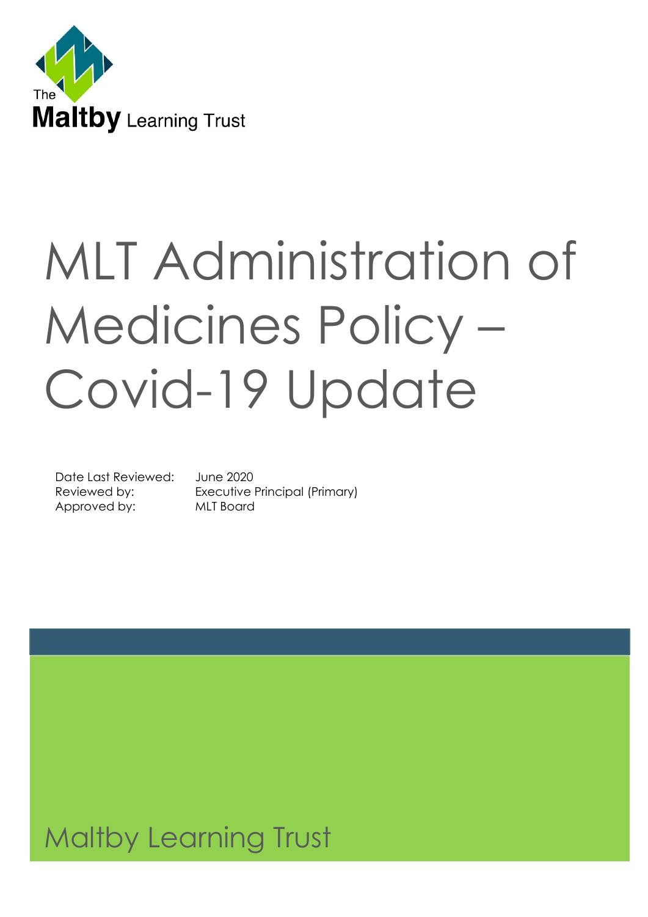The Maltby Learning Trust

# MLT Administration of Medicines Policy – Covid-19 Update

| | |
|---|---|
| Date Last Reviewed: | June 2020 |
| Reviewed by: | Executive Principal (Primary) |
| Approved by: | MLT Board |

Maltby Learning Trust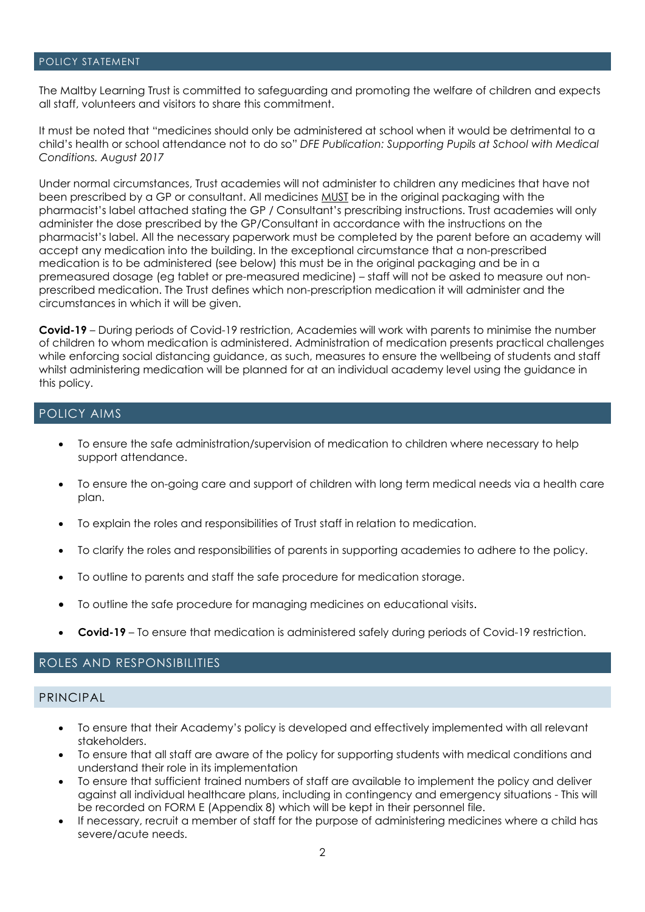## POLICY STATEMENT

The Maltby Learning Trust is committed to safeguarding and promoting the welfare of children and expects all staff, volunteers and visitors to share this commitment.

It must be noted that "medicines should only be administered at school when it would be detrimental to a child's health or school attendance not to do so" *DFE Publication: Supporting Pupils at School with Medical Conditions. August 2017*

Under normal circumstances, Trust academies will not administer to children any medicines that have not been prescribed by a GP or consultant. All medicines MUST be in the original packaging with the pharmacist's label attached stating the GP / Consultant's prescribing instructions. Trust academies will only administer the dose prescribed by the GP/Consultant in accordance with the instructions on the pharmacist's label. All the necessary paperwork must be completed by the parent before an academy will accept any medication into the building. In the exceptional circumstance that a non-prescribed medication is to be administered (see below) this must be in the original packaging and be in a premeasured dosage (eg tablet or pre-measured medicine) – staff will not be asked to measure out non-prescribed medication. The Trust defines which non-prescription medication it will administer and the circumstances in which it will be given.

**Covid-19** – During periods of Covid-19 restriction, Academies will work with parents to minimise the number of children to whom medication is administered. Administration of medication presents practical challenges while enforcing social distancing guidance, as such, measures to ensure the wellbeing of students and staff whilst administering medication will be planned for at an individual academy level using the guidance in this policy.

## POLICY AIMS

- To ensure the safe administration/supervision of medication to children where necessary to help support attendance.
- To ensure the on-going care and support of children with long term medical needs via a health care plan.
- To explain the roles and responsibilities of Trust staff in relation to medication.
- To clarify the roles and responsibilities of parents in supporting academies to adhere to the policy.
- To outline to parents and staff the safe procedure for medication storage.
- To outline the safe procedure for managing medicines on educational visits.
- **Covid-19** – To ensure that medication is administered safely during periods of Covid-19 restriction.

## ROLES AND RESPONSIBILITIES

### PRINCIPAL

- To ensure that their Academy's policy is developed and effectively implemented with all relevant stakeholders.
- To ensure that all staff are aware of the policy for supporting students with medical conditions and understand their role in its implementation
- To ensure that sufficient trained numbers of staff are available to implement the policy and deliver against all individual healthcare plans, including in contingency and emergency situations - This will be recorded on FORM E (Appendix 8) which will be kept in their personnel file.
- If necessary, recruit a member of staff for the purpose of administering medicines where a child has severe/acute needs.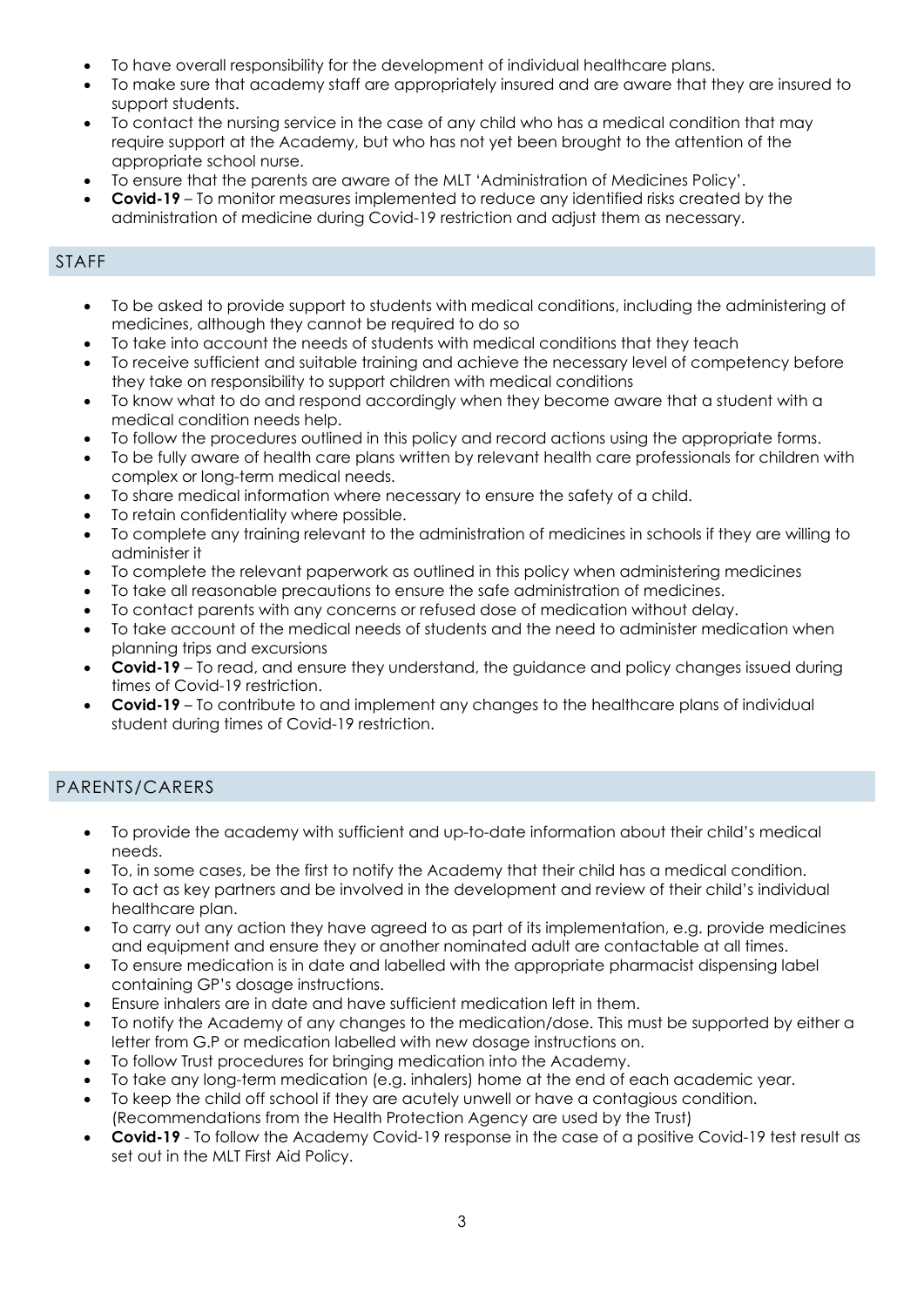- To have overall responsibility for the development of individual healthcare plans.
- To make sure that academy staff are appropriately insured and are aware that they are insured to support students.
- To contact the nursing service in the case of any child who has a medical condition that may require support at the Academy, but who has not yet been brought to the attention of the appropriate school nurse.
- To ensure that the parents are aware of the MLT 'Administration of Medicines Policy'.
- **Covid-19** – To monitor measures implemented to reduce any identified risks created by the administration of medicine during Covid-19 restriction and adjust them as necessary.

## STAFF

- To be asked to provide support to students with medical conditions, including the administering of medicines, although they cannot be required to do so
- To take into account the needs of students with medical conditions that they teach
- To receive sufficient and suitable training and achieve the necessary level of competency before they take on responsibility to support children with medical conditions
- To know what to do and respond accordingly when they become aware that a student with a medical condition needs help.
- To follow the procedures outlined in this policy and record actions using the appropriate forms.
- To be fully aware of health care plans written by relevant health care professionals for children with complex or long-term medical needs.
- To share medical information where necessary to ensure the safety of a child.
- To retain confidentiality where possible.
- To complete any training relevant to the administration of medicines in schools if they are willing to administer it
- To complete the relevant paperwork as outlined in this policy when administering medicines
- To take all reasonable precautions to ensure the safe administration of medicines.
- To contact parents with any concerns or refused dose of medication without delay.
- To take account of the medical needs of students and the need to administer medication when planning trips and excursions
- **Covid-19** – To read, and ensure they understand, the guidance and policy changes issued during times of Covid-19 restriction.
- **Covid-19** – To contribute to and implement any changes to the healthcare plans of individual student during times of Covid-19 restriction.

## PARENTS/CARERS

- To provide the academy with sufficient and up-to-date information about their child's medical needs.
- To, in some cases, be the first to notify the Academy that their child has a medical condition.
- To act as key partners and be involved in the development and review of their child's individual healthcare plan.
- To carry out any action they have agreed to as part of its implementation, e.g. provide medicines and equipment and ensure they or another nominated adult are contactable at all times.
- To ensure medication is in date and labelled with the appropriate pharmacist dispensing label containing GP's dosage instructions.
- Ensure inhalers are in date and have sufficient medication left in them.
- To notify the Academy of any changes to the medication/dose. This must be supported by either a letter from G.P or medication labelled with new dosage instructions on.
- To follow Trust procedures for bringing medication into the Academy.
- To take any long-term medication (e.g. inhalers) home at the end of each academic year.
- To keep the child off school if they are acutely unwell or have a contagious condition. (Recommendations from the Health Protection Agency are used by the Trust)
- **Covid-19** - To follow the Academy Covid-19 response in the case of a positive Covid-19 test result as set out in the MLT First Aid Policy.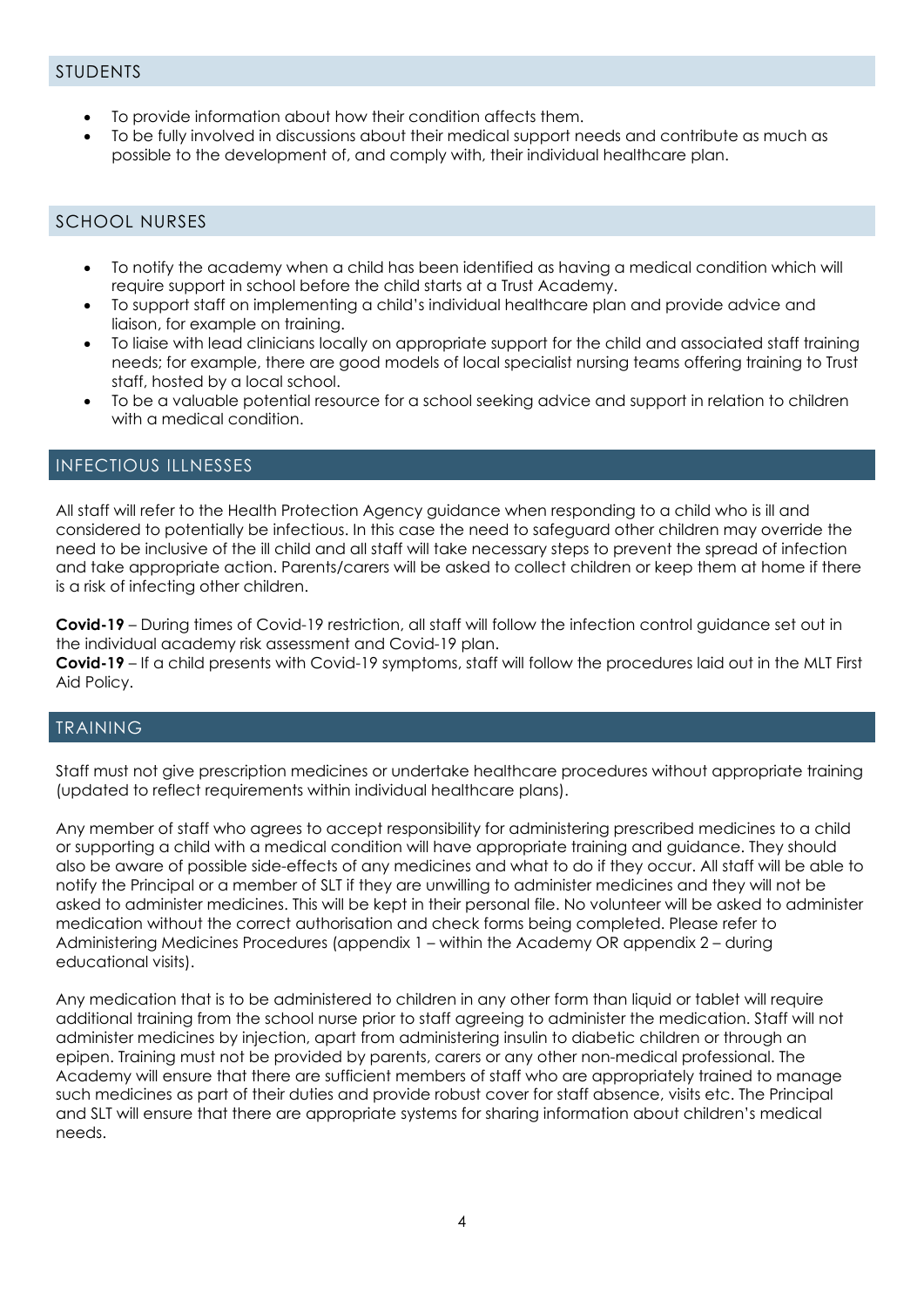## STUDENTS

- To provide information about how their condition affects them.
- To be fully involved in discussions about their medical support needs and contribute as much as possible to the development of, and comply with, their individual healthcare plan.

## SCHOOL NURSES

- To notify the academy when a child has been identified as having a medical condition which will require support in school before the child starts at a Trust Academy.
- To support staff on implementing a child's individual healthcare plan and provide advice and liaison, for example on training.
- To liaise with lead clinicians locally on appropriate support for the child and associated staff training needs; for example, there are good models of local specialist nursing teams offering training to Trust staff, hosted by a local school.
- To be a valuable potential resource for a school seeking advice and support in relation to children with a medical condition.

## INFECTIOUS ILLNESSES

All staff will refer to the Health Protection Agency guidance when responding to a child who is ill and considered to potentially be infectious. In this case the need to safeguard other children may override the need to be inclusive of the ill child and all staff will take necessary steps to prevent the spread of infection and take appropriate action. Parents/carers will be asked to collect children or keep them at home if there is a risk of infecting other children.

**Covid-19** – During times of Covid-19 restriction, all staff will follow the infection control guidance set out in the individual academy risk assessment and Covid-19 plan.
**Covid-19** – If a child presents with Covid-19 symptoms, staff will follow the procedures laid out in the MLT First Aid Policy.

## TRAINING

Staff must not give prescription medicines or undertake healthcare procedures without appropriate training (updated to reflect requirements within individual healthcare plans).

Any member of staff who agrees to accept responsibility for administering prescribed medicines to a child or supporting a child with a medical condition will have appropriate training and guidance. They should also be aware of possible side-effects of any medicines and what to do if they occur. All staff will be able to notify the Principal or a member of SLT if they are unwilling to administer medicines and they will not be asked to administer medicines. This will be kept in their personal file. No volunteer will be asked to administer medication without the correct authorisation and check forms being completed. Please refer to Administering Medicines Procedures (appendix 1 – within the Academy OR appendix 2 – during educational visits).

Any medication that is to be administered to children in any other form than liquid or tablet will require additional training from the school nurse prior to staff agreeing to administer the medication. Staff will not administer medicines by injection, apart from administering insulin to diabetic children or through an epipen. Training must not be provided by parents, carers or any other non-medical professional. The Academy will ensure that there are sufficient members of staff who are appropriately trained to manage such medicines as part of their duties and provide robust cover for staff absence, visits etc. The Principal and SLT will ensure that there are appropriate systems for sharing information about children's medical needs.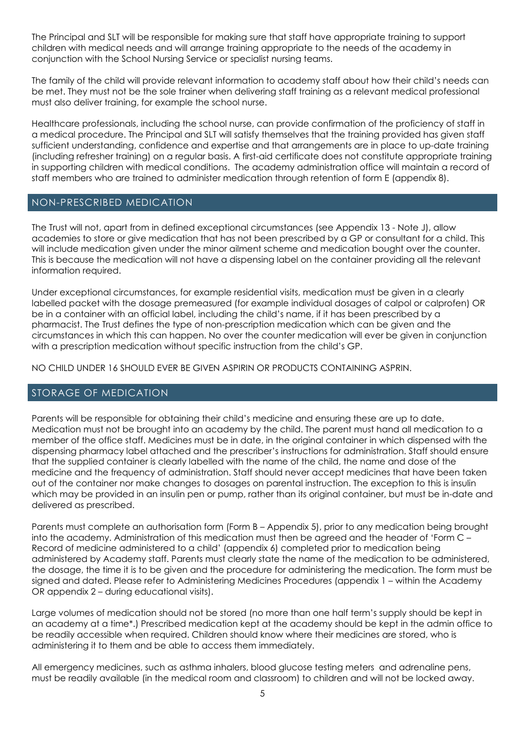The Principal and SLT will be responsible for making sure that staff have appropriate training to support children with medical needs and will arrange training appropriate to the needs of the academy in conjunction with the School Nursing Service or specialist nursing teams.

The family of the child will provide relevant information to academy staff about how their child's needs can be met. They must not be the sole trainer when delivering staff training as a relevant medical professional must also deliver training, for example the school nurse.

Healthcare professionals, including the school nurse, can provide confirmation of the proficiency of staff in a medical procedure. The Principal and SLT will satisfy themselves that the training provided has given staff sufficient understanding, confidence and expertise and that arrangements are in place to up-date training (including refresher training) on a regular basis. A first-aid certificate does not constitute appropriate training in supporting children with medical conditions. The academy administration office will maintain a record of staff members who are trained to administer medication through retention of form E (appendix 8).

## NON-PRESCRIBED MEDICATION

The Trust will not, apart from in defined exceptional circumstances (see Appendix 13 - Note J), allow academies to store or give medication that has not been prescribed by a GP or consultant for a child. This will include medication given under the minor ailment scheme and medication bought over the counter. This is because the medication will not have a dispensing label on the container providing all the relevant information required.

Under exceptional circumstances, for example residential visits, medication must be given in a clearly labelled packet with the dosage premeasured (for example individual dosages of calpol or calprofen) OR be in a container with an official label, including the child's name, if it has been prescribed by a pharmacist. The Trust defines the type of non-prescription medication which can be given and the circumstances in which this can happen. No over the counter medication will ever be given in conjunction with a prescription medication without specific instruction from the child's GP.

NO CHILD UNDER 16 SHOULD EVER BE GIVEN ASPIRIN OR PRODUCTS CONTAINING ASPRIN.

## STORAGE OF MEDICATION

Parents will be responsible for obtaining their child's medicine and ensuring these are up to date. Medication must not be brought into an academy by the child. The parent must hand all medication to a member of the office staff. Medicines must be in date, in the original container in which dispensed with the dispensing pharmacy label attached and the prescriber's instructions for administration. Staff should ensure that the supplied container is clearly labelled with the name of the child, the name and dose of the medicine and the frequency of administration. Staff should never accept medicines that have been taken out of the container nor make changes to dosages on parental instruction. The exception to this is insulin which may be provided in an insulin pen or pump, rather than its original container, but must be in-date and delivered as prescribed.

Parents must complete an authorisation form (Form B – Appendix 5), prior to any medication being brought into the academy. Administration of this medication must then be agreed and the header of 'Form C – Record of medicine administered to a child' (appendix 6) completed prior to medication being administered by Academy staff. Parents must clearly state the name of the medication to be administered, the dosage, the time it is to be given and the procedure for administering the medication. The form must be signed and dated. Please refer to Administering Medicines Procedures (appendix 1 – within the Academy OR appendix 2 – during educational visits).

Large volumes of medication should not be stored (no more than one half term's supply should be kept in an academy at a time*.) Prescribed medication kept at the academy should be kept in the admin office to be readily accessible when required. Children should know where their medicines are stored, who is administering it to them and be able to access them immediately.

All emergency medicines, such as asthma inhalers, blood glucose testing meters and adrenaline pens, must be readily available (in the medical room and classroom) to children and will not be locked away.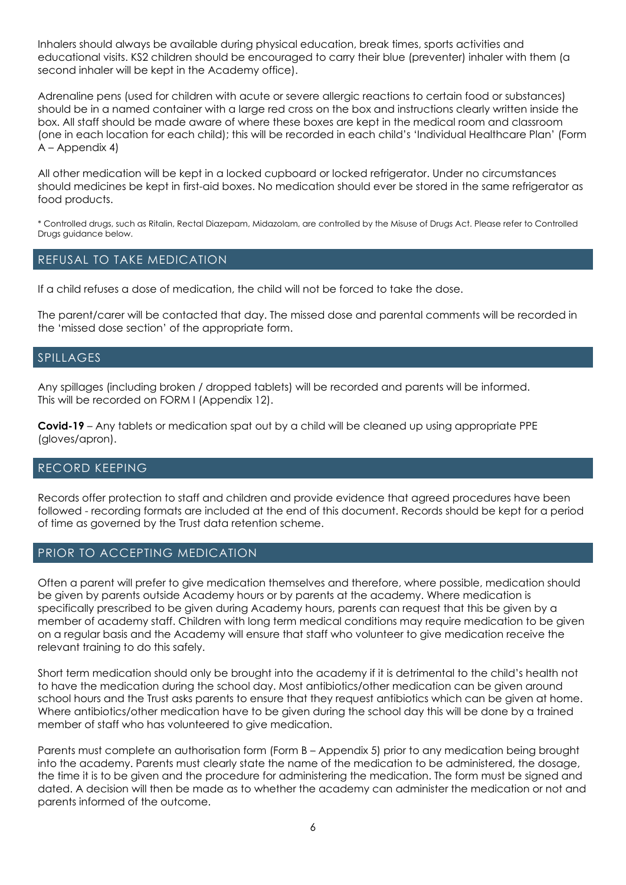Inhalers should always be available during physical education, break times, sports activities and educational visits. KS2 children should be encouraged to carry their blue (preventer) inhaler with them (a second inhaler will be kept in the Academy office).

Adrenaline pens (used for children with acute or severe allergic reactions to certain food or substances) should be in a named container with a large red cross on the box and instructions clearly written inside the box. All staff should be made aware of where these boxes are kept in the medical room and classroom (one in each location for each child); this will be recorded in each child's 'Individual Healthcare Plan' (Form A – Appendix 4)

All other medication will be kept in a locked cupboard or locked refrigerator. Under no circumstances should medicines be kept in first-aid boxes. No medication should ever be stored in the same refrigerator as food products.

* Controlled drugs, such as Ritalin, Rectal Diazepam, Midazolam, are controlled by the Misuse of Drugs Act. Please refer to Controlled Drugs guidance below.

## REFUSAL TO TAKE MEDICATION

If a child refuses a dose of medication, the child will not be forced to take the dose.

The parent/carer will be contacted that day. The missed dose and parental comments will be recorded in the 'missed dose section' of the appropriate form.

## SPILLAGES

Any spillages (including broken / dropped tablets) will be recorded and parents will be informed. This will be recorded on FORM I (Appendix 12).

**Covid-19** – Any tablets or medication spat out by a child will be cleaned up using appropriate PPE (gloves/apron).

## RECORD KEEPING

Records offer protection to staff and children and provide evidence that agreed procedures have been followed - recording formats are included at the end of this document. Records should be kept for a period of time as governed by the Trust data retention scheme.

## PRIOR TO ACCEPTING MEDICATION

Often a parent will prefer to give medication themselves and therefore, where possible, medication should be given by parents outside Academy hours or by parents at the academy. Where medication is specifically prescribed to be given during Academy hours, parents can request that this be given by a member of academy staff. Children with long term medical conditions may require medication to be given on a regular basis and the Academy will ensure that staff who volunteer to give medication receive the relevant training to do this safely.

Short term medication should only be brought into the academy if it is detrimental to the child's health not to have the medication during the school day. Most antibiotics/other medication can be given around school hours and the Trust asks parents to ensure that they request antibiotics which can be given at home. Where antibiotics/other medication have to be given during the school day this will be done by a trained member of staff who has volunteered to give medication.

Parents must complete an authorisation form (Form B – Appendix 5) prior to any medication being brought into the academy. Parents must clearly state the name of the medication to be administered, the dosage, the time it is to be given and the procedure for administering the medication. The form must be signed and dated. A decision will then be made as to whether the academy can administer the medication or not and parents informed of the outcome.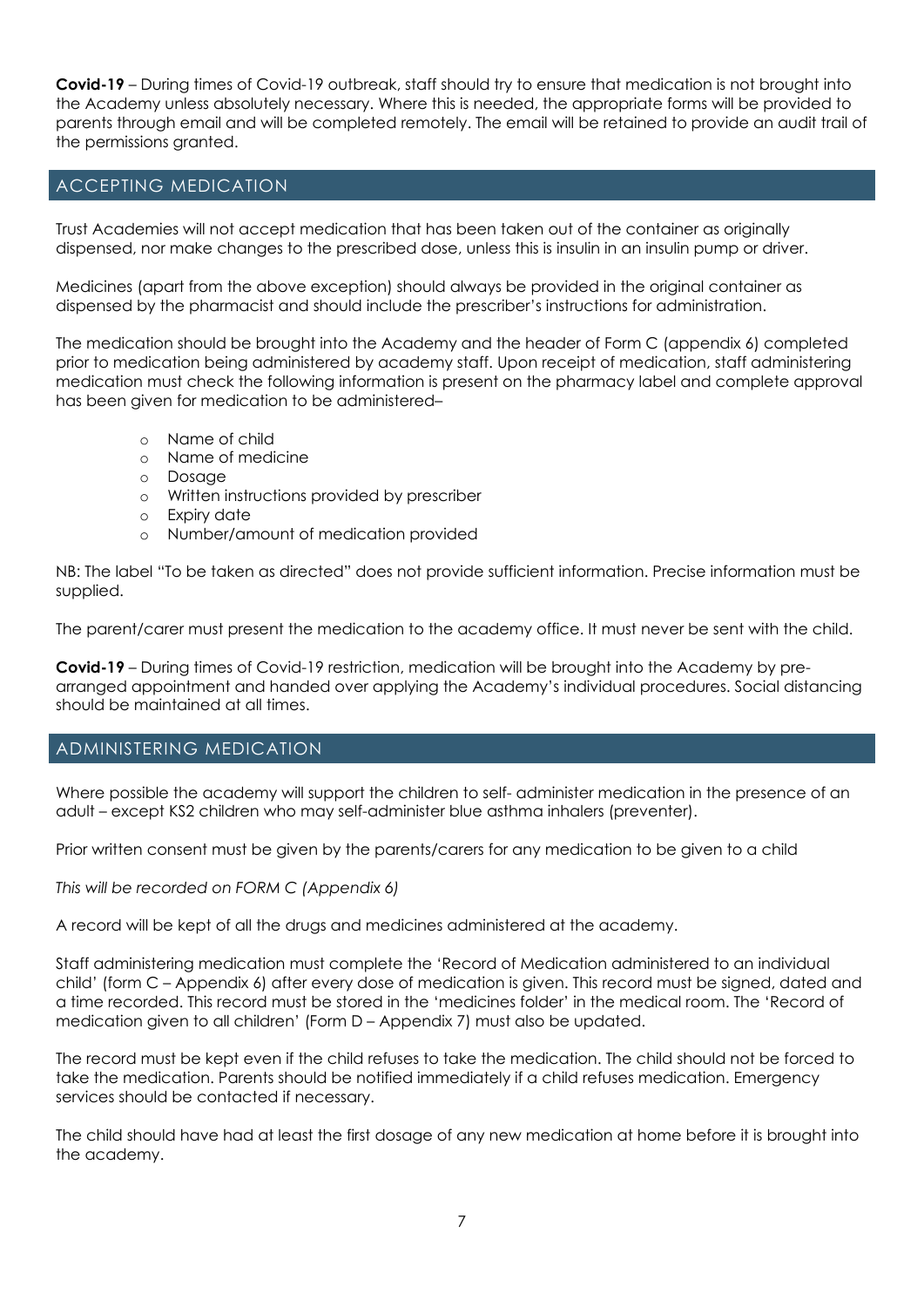**Covid-19** – During times of Covid-19 outbreak, staff should try to ensure that medication is not brought into the Academy unless absolutely necessary. Where this is needed, the appropriate forms will be provided to parents through email and will be completed remotely. The email will be retained to provide an audit trail of the permissions granted.

## ACCEPTING MEDICATION

Trust Academies will not accept medication that has been taken out of the container as originally dispensed, nor make changes to the prescribed dose, unless this is insulin in an insulin pump or driver.

Medicines (apart from the above exception) should always be provided in the original container as dispensed by the pharmacist and should include the prescriber's instructions for administration.

The medication should be brought into the Academy and the header of Form C (appendix 6) completed prior to medication being administered by academy staff. Upon receipt of medication, staff administering medication must check the following information is present on the pharmacy label and complete approval has been given for medication to be administered–

- Name of child
- Name of medicine
- Dosage
- Written instructions provided by prescriber
- Expiry date
- Number/amount of medication provided

NB: The label "To be taken as directed" does not provide sufficient information. Precise information must be supplied.

The parent/carer must present the medication to the academy office. It must never be sent with the child.

**Covid-19** – During times of Covid-19 restriction, medication will be brought into the Academy by pre-arranged appointment and handed over applying the Academy's individual procedures. Social distancing should be maintained at all times.

## ADMINISTERING MEDICATION

Where possible the academy will support the children to self- administer medication in the presence of an adult – except KS2 children who may self-administer blue asthma inhalers (preventer).

Prior written consent must be given by the parents/carers for any medication to be given to a child

*This will be recorded on FORM C (Appendix 6)*

A record will be kept of all the drugs and medicines administered at the academy.

Staff administering medication must complete the 'Record of Medication administered to an individual child' (form C – Appendix 6) after every dose of medication is given. This record must be signed, dated and a time recorded. This record must be stored in the 'medicines folder' in the medical room. The 'Record of medication given to all children' (Form D – Appendix 7) must also be updated.

The record must be kept even if the child refuses to take the medication. The child should not be forced to take the medication. Parents should be notified immediately if a child refuses medication. Emergency services should be contacted if necessary.

The child should have had at least the first dosage of any new medication at home before it is brought into the academy.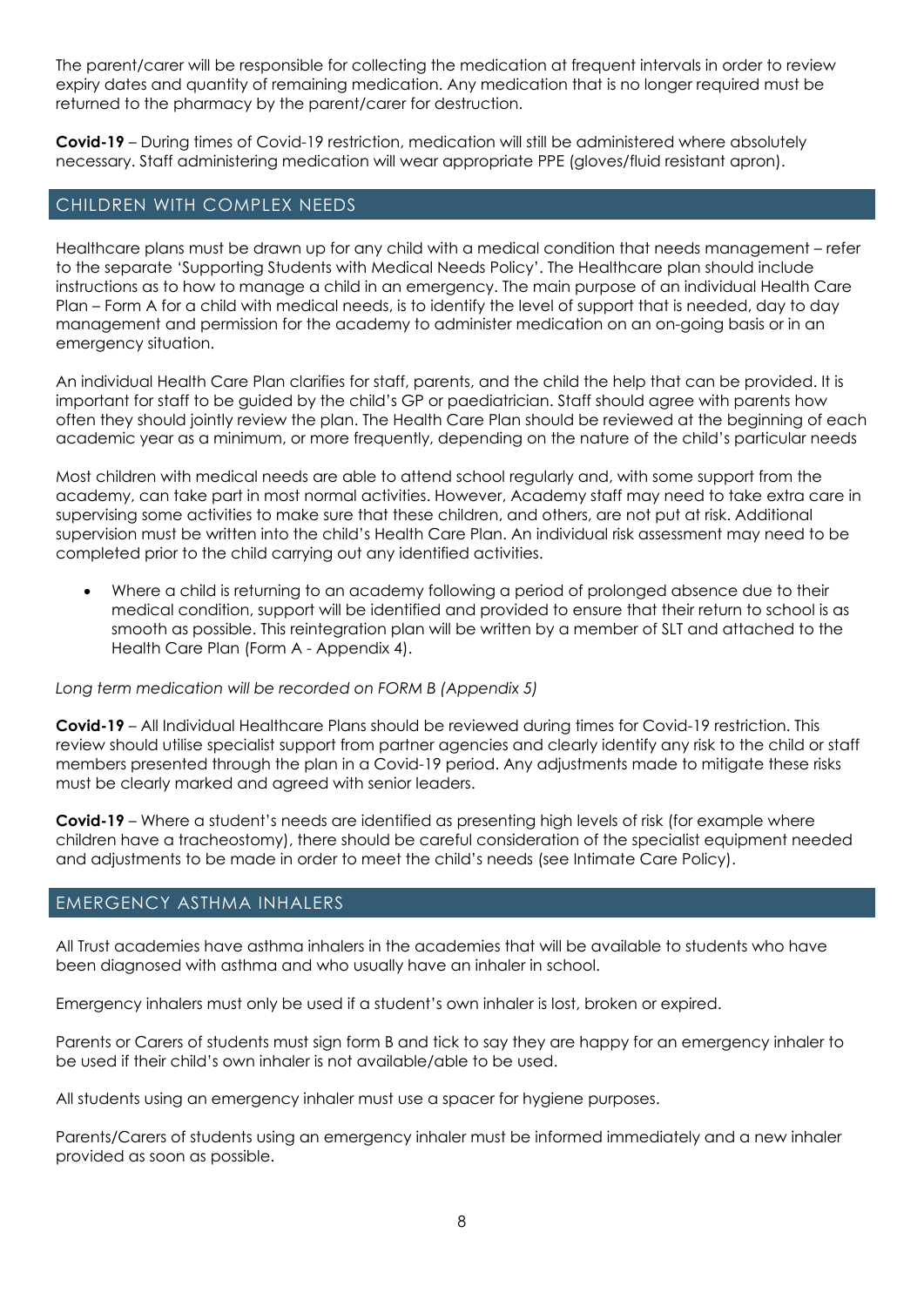The parent/carer will be responsible for collecting the medication at frequent intervals in order to review expiry dates and quantity of remaining medication. Any medication that is no longer required must be returned to the pharmacy by the parent/carer for destruction.

**Covid-19** – During times of Covid-19 restriction, medication will still be administered where absolutely necessary. Staff administering medication will wear appropriate PPE (gloves/fluid resistant apron).

## CHILDREN WITH COMPLEX NEEDS

Healthcare plans must be drawn up for any child with a medical condition that needs management – refer to the separate 'Supporting Students with Medical Needs Policy'. The Healthcare plan should include instructions as to how to manage a child in an emergency. The main purpose of an individual Health Care Plan – Form A for a child with medical needs, is to identify the level of support that is needed, day to day management and permission for the academy to administer medication on an on-going basis or in an emergency situation.

An individual Health Care Plan clarifies for staff, parents, and the child the help that can be provided. It is important for staff to be guided by the child's GP or paediatrician. Staff should agree with parents how often they should jointly review the plan. The Health Care Plan should be reviewed at the beginning of each academic year as a minimum, or more frequently, depending on the nature of the child's particular needs

Most children with medical needs are able to attend school regularly and, with some support from the academy, can take part in most normal activities. However, Academy staff may need to take extra care in supervising some activities to make sure that these children, and others, are not put at risk. Additional supervision must be written into the child's Health Care Plan. An individual risk assessment may need to be completed prior to the child carrying out any identified activities.

- Where a child is returning to an academy following a period of prolonged absence due to their medical condition, support will be identified and provided to ensure that their return to school is as smooth as possible. This reintegration plan will be written by a member of SLT and attached to the Health Care Plan (Form A - Appendix 4).

*Long term medication will be recorded on FORM B (Appendix 5)*

**Covid-19** – All Individual Healthcare Plans should be reviewed during times for Covid-19 restriction. This review should utilise specialist support from partner agencies and clearly identify any risk to the child or staff members presented through the plan in a Covid-19 period. Any adjustments made to mitigate these risks must be clearly marked and agreed with senior leaders.

**Covid-19** – Where a student's needs are identified as presenting high levels of risk (for example where children have a tracheostomy), there should be careful consideration of the specialist equipment needed and adjustments to be made in order to meet the child's needs (see Intimate Care Policy).

## EMERGENCY ASTHMA INHALERS

All Trust academies have asthma inhalers in the academies that will be available to students who have been diagnosed with asthma and who usually have an inhaler in school.

Emergency inhalers must only be used if a student's own inhaler is lost, broken or expired.

Parents or Carers of students must sign form B and tick to say they are happy for an emergency inhaler to be used if their child's own inhaler is not available/able to be used.

All students using an emergency inhaler must use a spacer for hygiene purposes.

Parents/Carers of students using an emergency inhaler must be informed immediately and a new inhaler provided as soon as possible.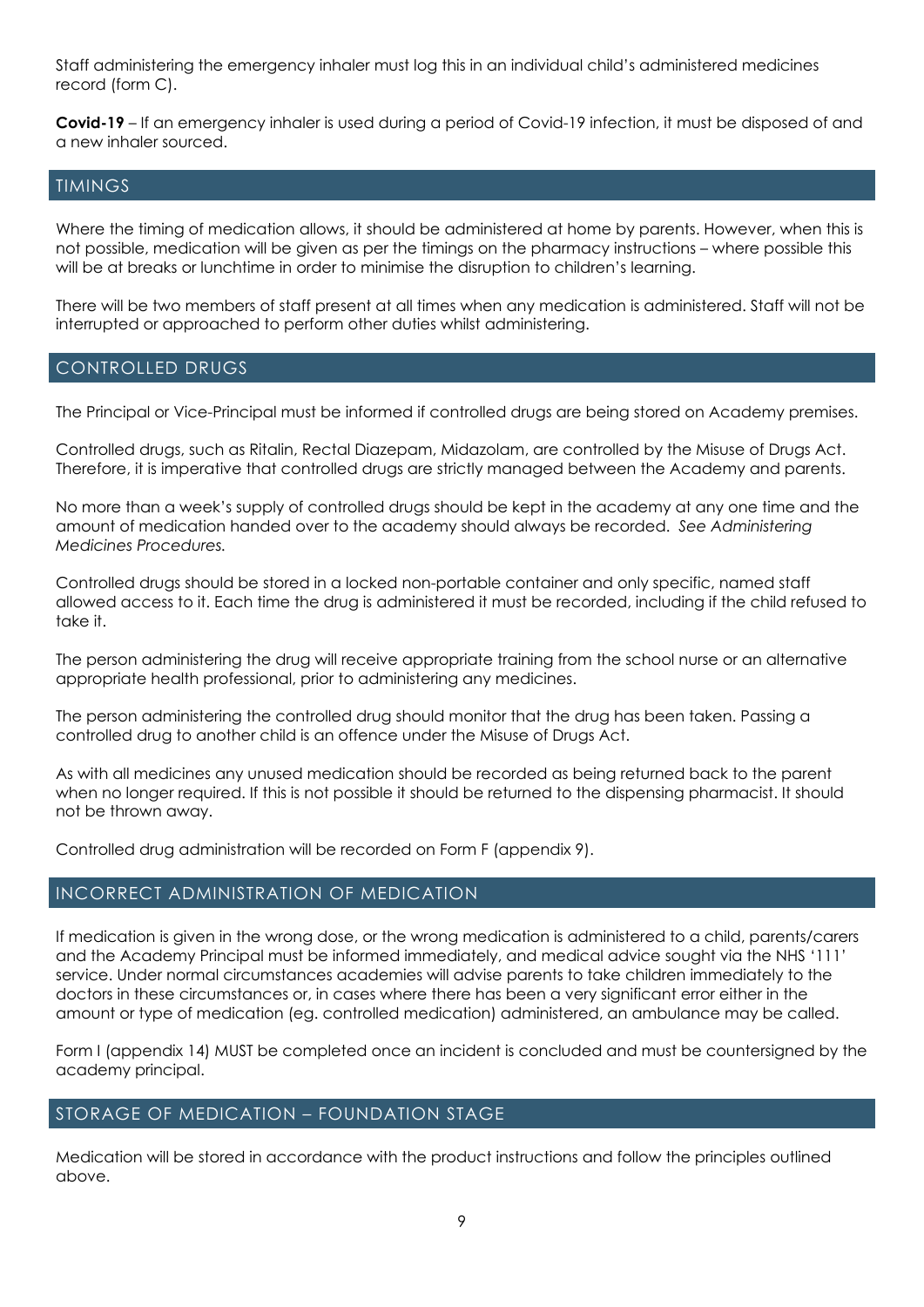Staff administering the emergency inhaler must log this in an individual child's administered medicines record (form C).

**Covid-19** – If an emergency inhaler is used during a period of Covid-19 infection, it must be disposed of and a new inhaler sourced.

## TIMINGS

Where the timing of medication allows, it should be administered at home by parents. However, when this is not possible, medication will be given as per the timings on the pharmacy instructions – where possible this will be at breaks or lunchtime in order to minimise the disruption to children's learning.

There will be two members of staff present at all times when any medication is administered. Staff will not be interrupted or approached to perform other duties whilst administering.

## CONTROLLED DRUGS

The Principal or Vice-Principal must be informed if controlled drugs are being stored on Academy premises.

Controlled drugs, such as Ritalin, Rectal Diazepam, Midazolam, are controlled by the Misuse of Drugs Act. Therefore, it is imperative that controlled drugs are strictly managed between the Academy and parents.

No more than a week's supply of controlled drugs should be kept in the academy at any one time and the amount of medication handed over to the academy should always be recorded. *See Administering Medicines Procedures.*

Controlled drugs should be stored in a locked non-portable container and only specific, named staff allowed access to it. Each time the drug is administered it must be recorded, including if the child refused to take it.

The person administering the drug will receive appropriate training from the school nurse or an alternative appropriate health professional, prior to administering any medicines.

The person administering the controlled drug should monitor that the drug has been taken. Passing a controlled drug to another child is an offence under the Misuse of Drugs Act.

As with all medicines any unused medication should be recorded as being returned back to the parent when no longer required. If this is not possible it should be returned to the dispensing pharmacist. It should not be thrown away.

Controlled drug administration will be recorded on Form F (appendix 9).

## INCORRECT ADMINISTRATION OF MEDICATION

If medication is given in the wrong dose, or the wrong medication is administered to a child, parents/carers and the Academy Principal must be informed immediately, and medical advice sought via the NHS '111' service. Under normal circumstances academies will advise parents to take children immediately to the doctors in these circumstances or, in cases where there has been a very significant error either in the amount or type of medication (eg. controlled medication) administered, an ambulance may be called.

Form I (appendix 14) MUST be completed once an incident is concluded and must be countersigned by the academy principal.

## STORAGE OF MEDICATION – FOUNDATION STAGE

Medication will be stored in accordance with the product instructions and follow the principles outlined above.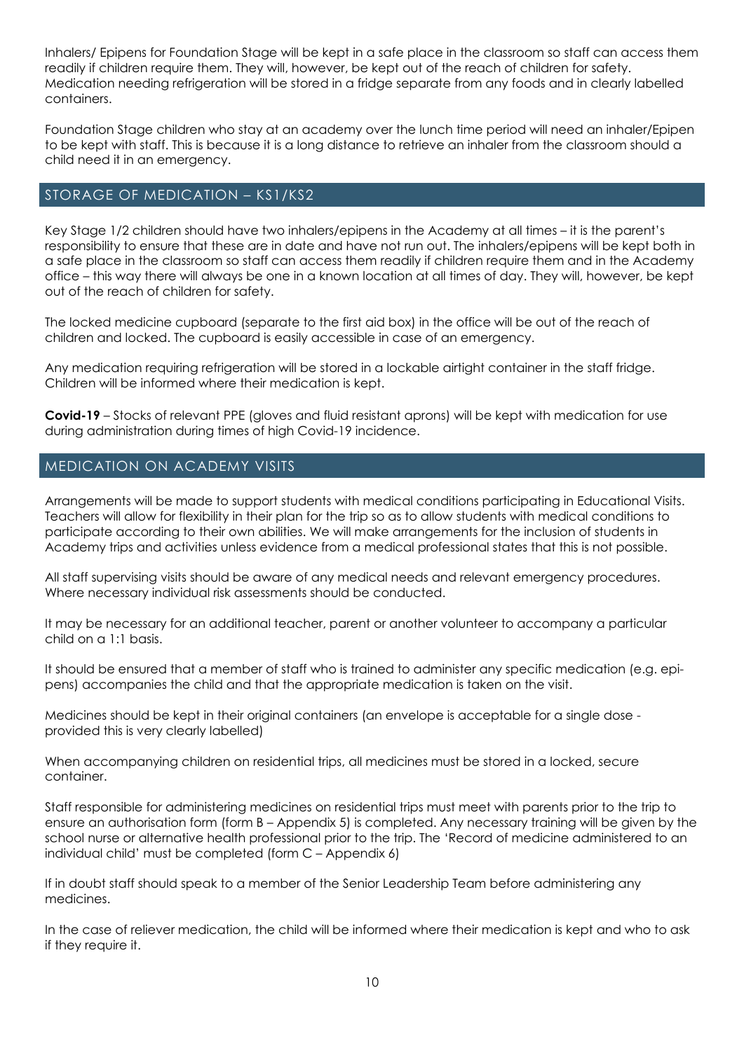Inhalers/ Epipens for Foundation Stage will be kept in a safe place in the classroom so staff can access them readily if children require them. They will, however, be kept out of the reach of children for safety. Medication needing refrigeration will be stored in a fridge separate from any foods and in clearly labelled containers.

Foundation Stage children who stay at an academy over the lunch time period will need an inhaler/Epipen to be kept with staff. This is because it is a long distance to retrieve an inhaler from the classroom should a child need it in an emergency.

## STORAGE OF MEDICATION – KS1/KS2

Key Stage 1/2 children should have two inhalers/epipens in the Academy at all times – it is the parent's responsibility to ensure that these are in date and have not run out. The inhalers/epipens will be kept both in a safe place in the classroom so staff can access them readily if children require them and in the Academy office – this way there will always be one in a known location at all times of day. They will, however, be kept out of the reach of children for safety.

The locked medicine cupboard (separate to the first aid box) in the office will be out of the reach of children and locked. The cupboard is easily accessible in case of an emergency.

Any medication requiring refrigeration will be stored in a lockable airtight container in the staff fridge. Children will be informed where their medication is kept.

**Covid-19** – Stocks of relevant PPE (gloves and fluid resistant aprons) will be kept with medication for use during administration during times of high Covid-19 incidence.

## MEDICATION ON ACADEMY VISITS

Arrangements will be made to support students with medical conditions participating in Educational Visits. Teachers will allow for flexibility in their plan for the trip so as to allow students with medical conditions to participate according to their own abilities. We will make arrangements for the inclusion of students in Academy trips and activities unless evidence from a medical professional states that this is not possible.

All staff supervising visits should be aware of any medical needs and relevant emergency procedures. Where necessary individual risk assessments should be conducted.

It may be necessary for an additional teacher, parent or another volunteer to accompany a particular child on a 1:1 basis.

It should be ensured that a member of staff who is trained to administer any specific medication (e.g. epi-pens) accompanies the child and that the appropriate medication is taken on the visit.

Medicines should be kept in their original containers (an envelope is acceptable for a single dose - provided this is very clearly labelled)

When accompanying children on residential trips, all medicines must be stored in a locked, secure container.

Staff responsible for administering medicines on residential trips must meet with parents prior to the trip to ensure an authorisation form (form B – Appendix 5) is completed. Any necessary training will be given by the school nurse or alternative health professional prior to the trip. The 'Record of medicine administered to an individual child' must be completed (form C – Appendix 6)

If in doubt staff should speak to a member of the Senior Leadership Team before administering any medicines.

In the case of reliever medication, the child will be informed where their medication is kept and who to ask if they require it.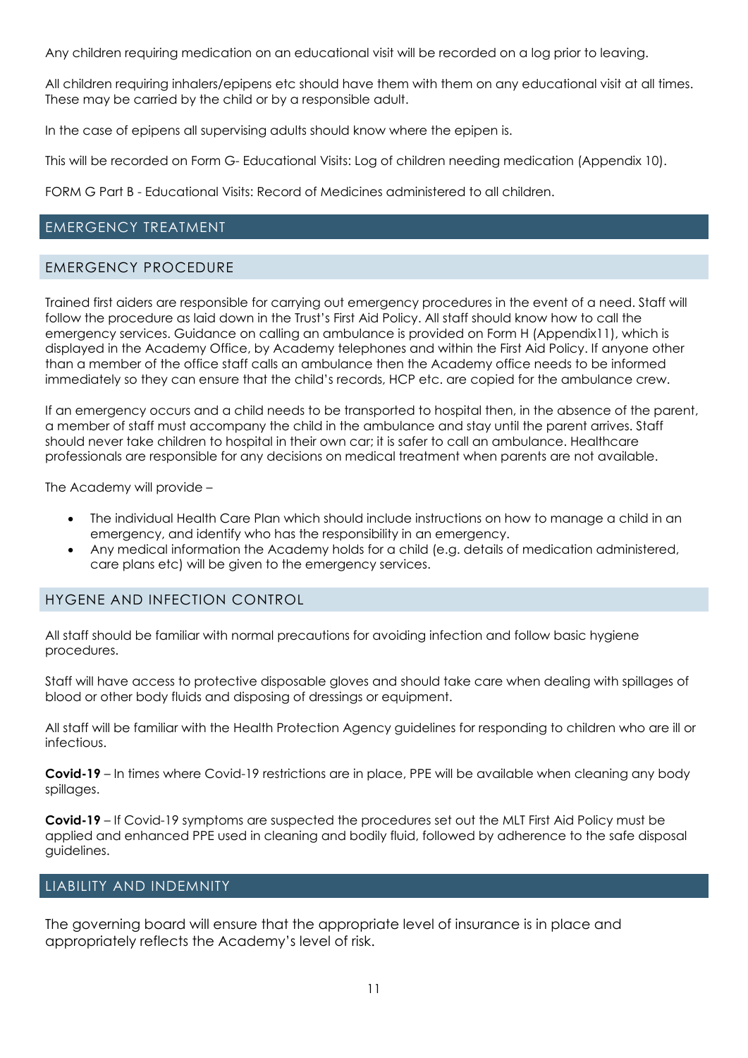Any children requiring medication on an educational visit will be recorded on a log prior to leaving.

All children requiring inhalers/epipens etc should have them with them on any educational visit at all times. These may be carried by the child or by a responsible adult.

In the case of epipens all supervising adults should know where the epipen is.

This will be recorded on Form G- Educational Visits: Log of children needing medication (Appendix 10).

FORM G Part B - Educational Visits: Record of Medicines administered to all children.

## EMERGENCY TREATMENT

### EMERGENCY PROCEDURE

Trained first aiders are responsible for carrying out emergency procedures in the event of a need. Staff will follow the procedure as laid down in the Trust's First Aid Policy. All staff should know how to call the emergency services. Guidance on calling an ambulance is provided on Form H (Appendix11), which is displayed in the Academy Office, by Academy telephones and within the First Aid Policy. If anyone other than a member of the office staff calls an ambulance then the Academy office needs to be informed immediately so they can ensure that the child's records, HCP etc. are copied for the ambulance crew.

If an emergency occurs and a child needs to be transported to hospital then, in the absence of the parent, a member of staff must accompany the child in the ambulance and stay until the parent arrives. Staff should never take children to hospital in their own car; it is safer to call an ambulance. Healthcare professionals are responsible for any decisions on medical treatment when parents are not available.

The Academy will provide –

- The individual Health Care Plan which should include instructions on how to manage a child in an emergency, and identify who has the responsibility in an emergency.
- Any medical information the Academy holds for a child (e.g. details of medication administered, care plans etc) will be given to the emergency services.

### HYGENE AND INFECTION CONTROL

All staff should be familiar with normal precautions for avoiding infection and follow basic hygiene procedures.

Staff will have access to protective disposable gloves and should take care when dealing with spillages of blood or other body fluids and disposing of dressings or equipment.

All staff will be familiar with the Health Protection Agency guidelines for responding to children who are ill or infectious.

**Covid-19** – In times where Covid-19 restrictions are in place, PPE will be available when cleaning any body spillages.

**Covid-19** – If Covid-19 symptoms are suspected the procedures set out the MLT First Aid Policy must be applied and enhanced PPE used in cleaning and bodily fluid, followed by adherence to the safe disposal guidelines.

## LIABILITY AND INDEMNITY

The governing board will ensure that the appropriate level of insurance is in place and appropriately reflects the Academy's level of risk.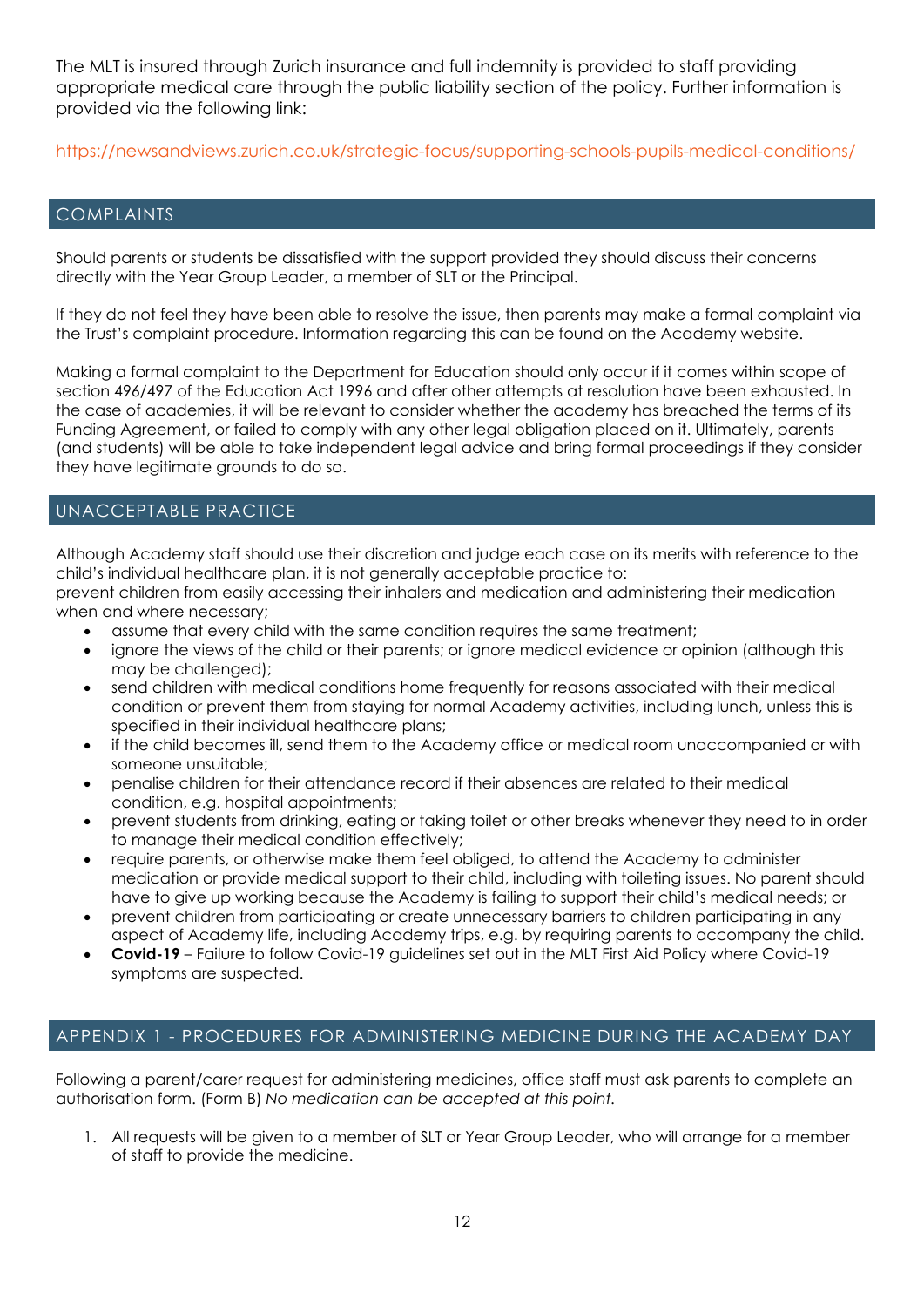The MLT is insured through Zurich insurance and full indemnity is provided to staff providing appropriate medical care through the public liability section of the policy. Further information is provided via the following link:

https://newsandviews.zurich.co.uk/strategic-focus/supporting-schools-pupils-medical-conditions/

## COMPLAINTS

Should parents or students be dissatisfied with the support provided they should discuss their concerns directly with the Year Group Leader, a member of SLT or the Principal.

If they do not feel they have been able to resolve the issue, then parents may make a formal complaint via the Trust's complaint procedure. Information regarding this can be found on the Academy website.

Making a formal complaint to the Department for Education should only occur if it comes within scope of section 496/497 of the Education Act 1996 and after other attempts at resolution have been exhausted. In the case of academies, it will be relevant to consider whether the academy has breached the terms of its Funding Agreement, or failed to comply with any other legal obligation placed on it. Ultimately, parents (and students) will be able to take independent legal advice and bring formal proceedings if they consider they have legitimate grounds to do so.

## UNACCEPTABLE PRACTICE

Although Academy staff should use their discretion and judge each case on its merits with reference to the child's individual healthcare plan, it is not generally acceptable practice to:
prevent children from easily accessing their inhalers and medication and administering their medication when and where necessary;

- assume that every child with the same condition requires the same treatment;
- ignore the views of the child or their parents; or ignore medical evidence or opinion (although this may be challenged);
- send children with medical conditions home frequently for reasons associated with their medical condition or prevent them from staying for normal Academy activities, including lunch, unless this is specified in their individual healthcare plans;
- if the child becomes ill, send them to the Academy office or medical room unaccompanied or with someone unsuitable;
- penalise children for their attendance record if their absences are related to their medical condition, e.g. hospital appointments;
- prevent students from drinking, eating or taking toilet or other breaks whenever they need to in order to manage their medical condition effectively;
- require parents, or otherwise make them feel obliged, to attend the Academy to administer medication or provide medical support to their child, including with toileting issues. No parent should have to give up working because the Academy is failing to support their child's medical needs; or
- prevent children from participating or create unnecessary barriers to children participating in any aspect of Academy life, including Academy trips, e.g. by requiring parents to accompany the child.
- **Covid-19** – Failure to follow Covid-19 guidelines set out in the MLT First Aid Policy where Covid-19 symptoms are suspected.

## APPENDIX 1 - PROCEDURES FOR ADMINISTERING MEDICINE DURING THE ACADEMY DAY

Following a parent/carer request for administering medicines, office staff must ask parents to complete an authorisation form. (Form B) *No medication can be accepted at this point.*

1. All requests will be given to a member of SLT or Year Group Leader, who will arrange for a member of staff to provide the medicine.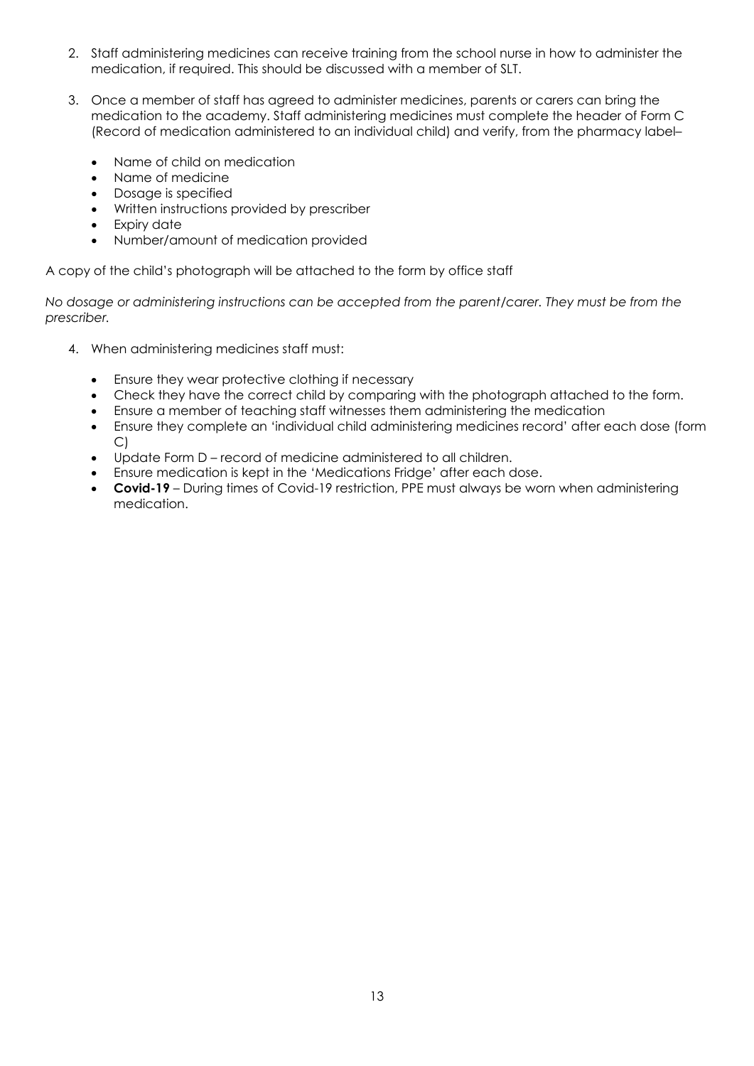2. Staff administering medicines can receive training from the school nurse in how to administer the medication, if required. This should be discussed with a member of SLT.

3. Once a member of staff has agreed to administer medicines, parents or carers can bring the medication to the academy. Staff administering medicines must complete the header of Form C (Record of medication administered to an individual child) and verify, from the pharmacy label–

   - Name of child on medication
   - Name of medicine
   - Dosage is specified
   - Written instructions provided by prescriber
   - Expiry date
   - Number/amount of medication provided

A copy of the child's photograph will be attached to the form by office staff

*No dosage or administering instructions can be accepted from the parent/carer. They must be from the prescriber.*

4. When administering medicines staff must:

   - Ensure they wear protective clothing if necessary
   - Check they have the correct child by comparing with the photograph attached to the form.
   - Ensure a member of teaching staff witnesses them administering the medication
   - Ensure they complete an 'individual child administering medicines record' after each dose (form C)
   - Update Form D – record of medicine administered to all children.
   - Ensure medication is kept in the 'Medications Fridge' after each dose.
   - **Covid-19** – During times of Covid-19 restriction, PPE must always be worn when administering medication.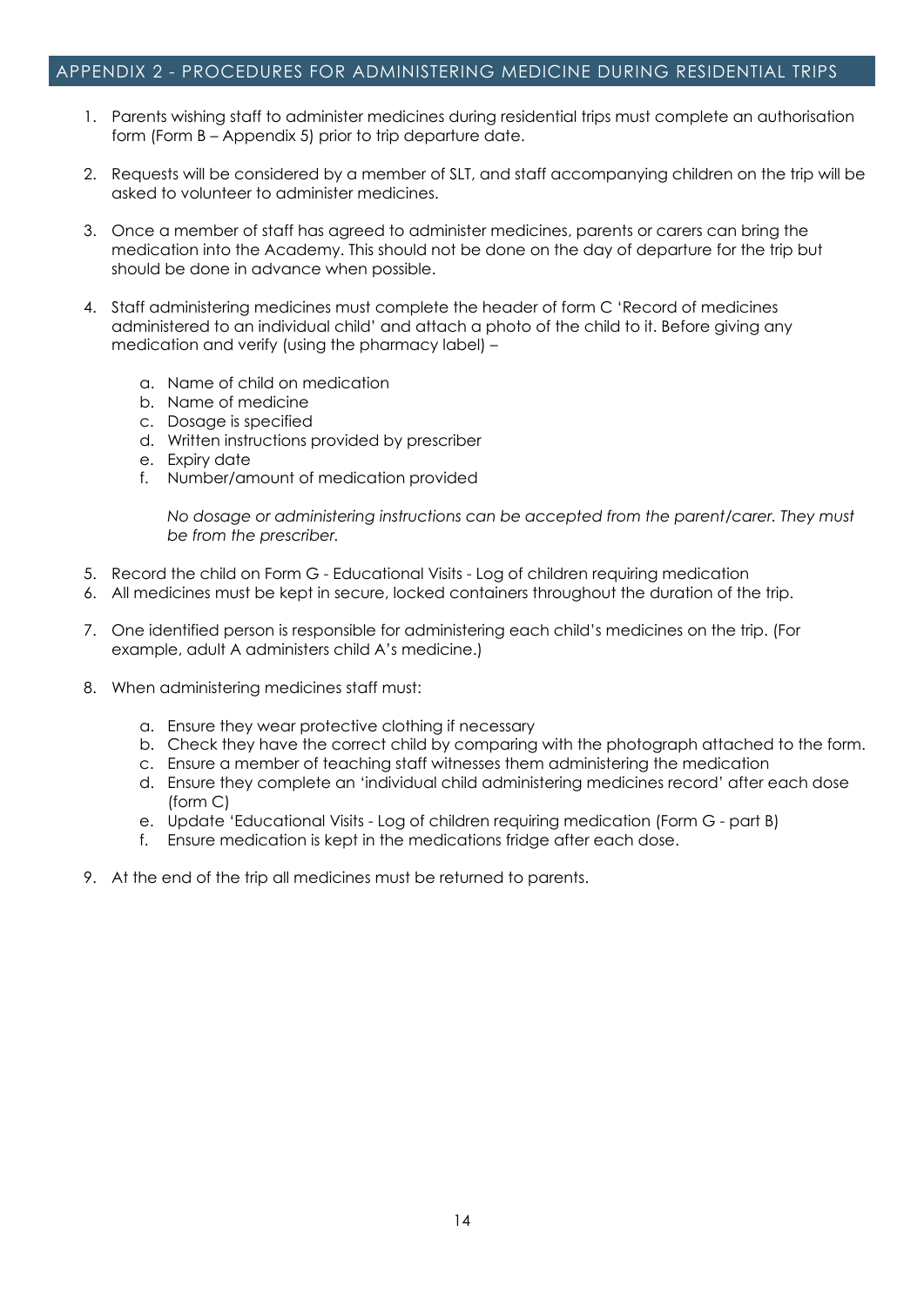## APPENDIX 2 - PROCEDURES FOR ADMINISTERING MEDICINE DURING RESIDENTIAL TRIPS

1. Parents wishing staff to administer medicines during residential trips must complete an authorisation form (Form B – Appendix 5) prior to trip departure date.

2. Requests will be considered by a member of SLT, and staff accompanying children on the trip will be asked to volunteer to administer medicines.

3. Once a member of staff has agreed to administer medicines, parents or carers can bring the medication into the Academy. This should not be done on the day of departure for the trip but should be done in advance when possible.

4. Staff administering medicines must complete the header of form C 'Record of medicines administered to an individual child' and attach a photo of the child to it. Before giving any medication and verify (using the pharmacy label) –

    a. Name of child on medication
    b. Name of medicine
    c. Dosage is specified
    d. Written instructions provided by prescriber
    e. Expiry date
    f. Number/amount of medication provided

    *No dosage or administering instructions can be accepted from the parent/carer. They must be from the prescriber.*

5. Record the child on Form G - Educational Visits - Log of children requiring medication
6. All medicines must be kept in secure, locked containers throughout the duration of the trip.

7. One identified person is responsible for administering each child's medicines on the trip. (For example, adult A administers child A's medicine.)

8. When administering medicines staff must:

    a. Ensure they wear protective clothing if necessary
    b. Check they have the correct child by comparing with the photograph attached to the form.
    c. Ensure a member of teaching staff witnesses them administering the medication
    d. Ensure they complete an 'individual child administering medicines record' after each dose (form C)
    e. Update 'Educational Visits - Log of children requiring medication (Form G - part B)
    f. Ensure medication is kept in the medications fridge after each dose.

9. At the end of the trip all medicines must be returned to parents.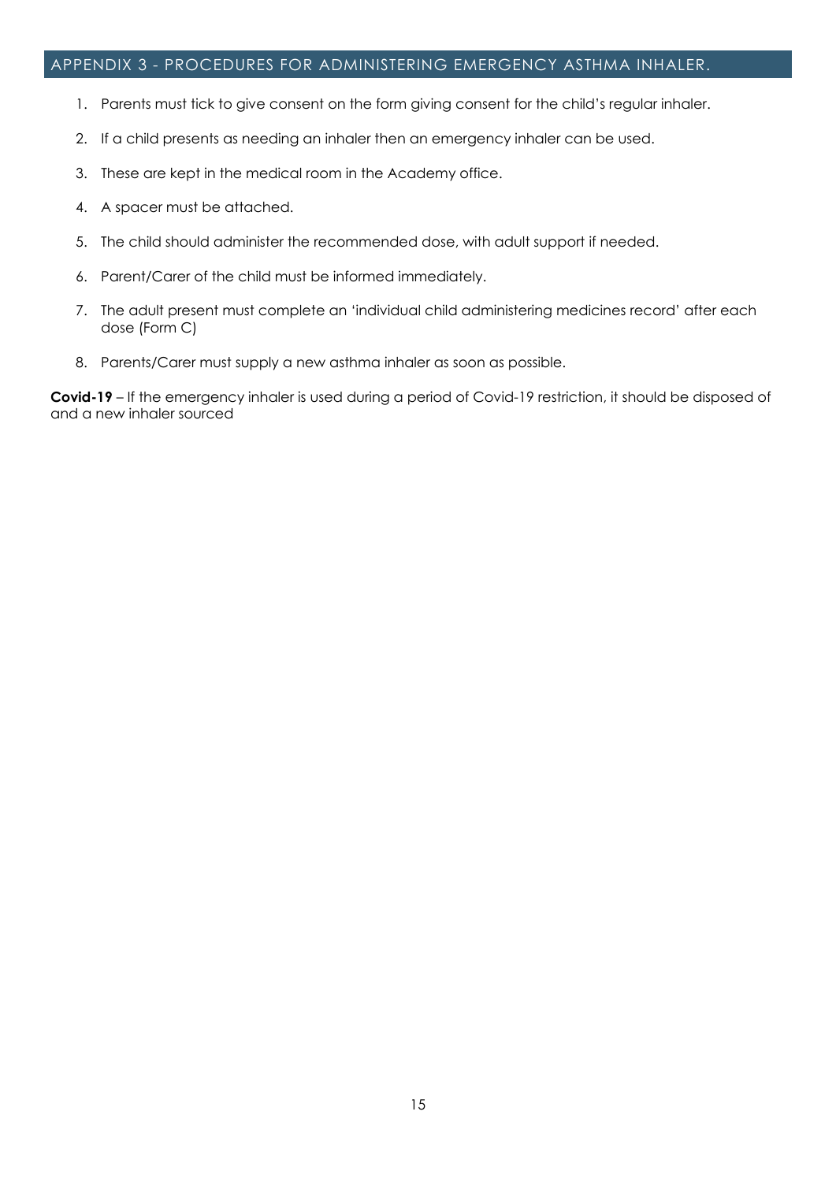## APPENDIX 3 - PROCEDURES FOR ADMINISTERING EMERGENCY ASTHMA INHALER.

1. Parents must tick to give consent on the form giving consent for the child's regular inhaler.
2. If a child presents as needing an inhaler then an emergency inhaler can be used.
3. These are kept in the medical room in the Academy office.
4. A spacer must be attached.
5. The child should administer the recommended dose, with adult support if needed.
6. Parent/Carer of the child must be informed immediately.
7. The adult present must complete an 'individual child administering medicines record' after each dose (Form C)
8. Parents/Carer must supply a new asthma inhaler as soon as possible.

**Covid-19** – If the emergency inhaler is used during a period of Covid-19 restriction, it should be disposed of and a new inhaler sourced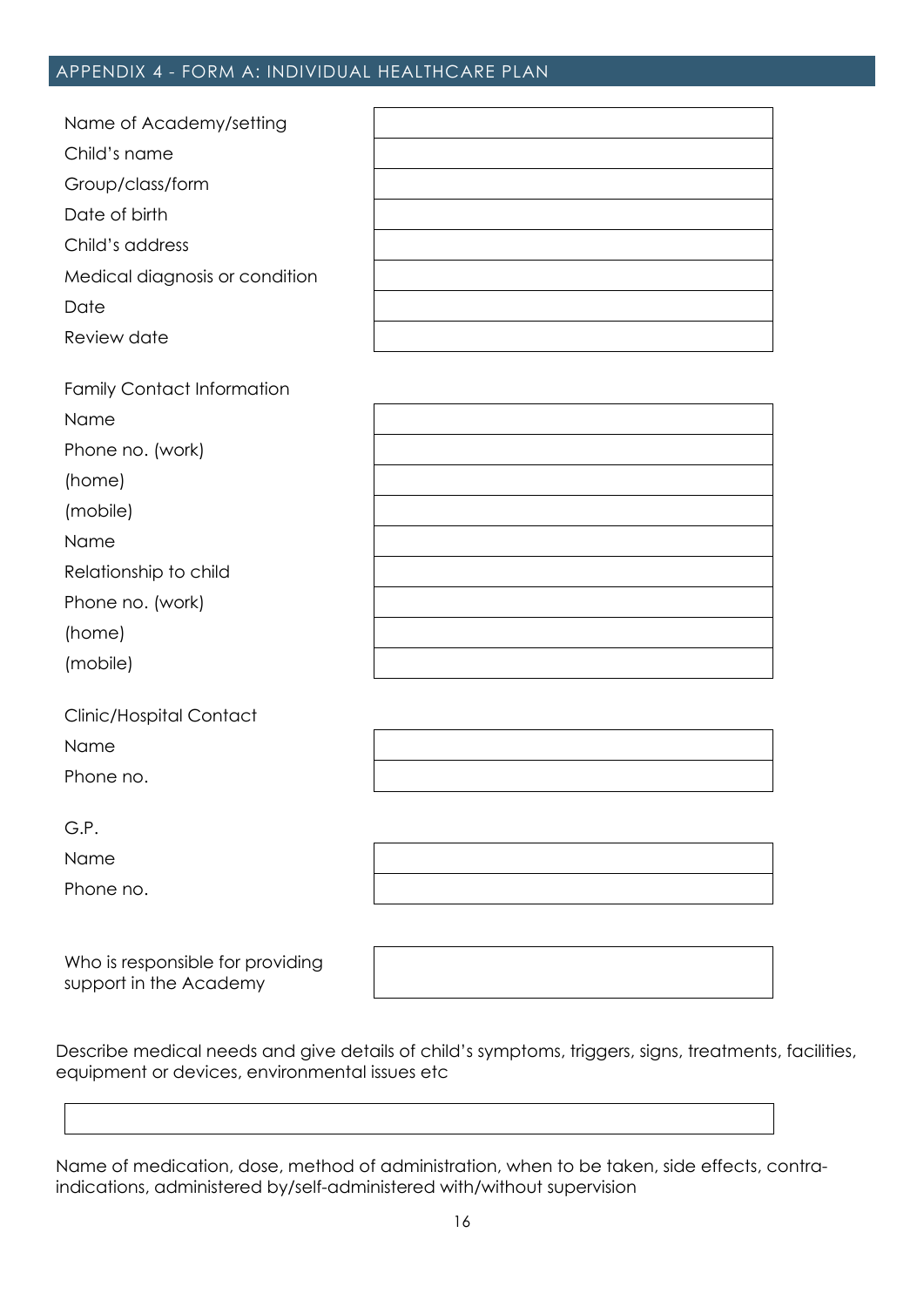## APPENDIX 4 - FORM A: INDIVIDUAL HEALTHCARE PLAN

| | |
|---|---|
| Name of Academy/setting | |
| Child's name | |
| Group/class/form | |
| Date of birth | |
| Child's address | |
| Medical diagnosis or condition | |
| Date | |
| Review date | |

Family Contact Information

| | |
|---|---|
| Name | |
| Phone no. (work) | |
| (home) | |
| (mobile) | |
| Name | |
| Relationship to child | |
| Phone no. (work) | |
| (home) | |
| (mobile) | |

Clinic/Hospital Contact

| | |
|---|---|
| Name | |
| Phone no. | |

G.P.

| | |
|---|---|
| Name | |
| Phone no. | |

| | |
|---|---|
| Who is responsible for providing support in the Academy | |

Describe medical needs and give details of child's symptoms, triggers, signs, treatments, facilities, equipment or devices, environmental issues etc

| |
|---|
| |

Name of medication, dose, method of administration, when to be taken, side effects, contra-indications, administered by/self-administered with/without supervision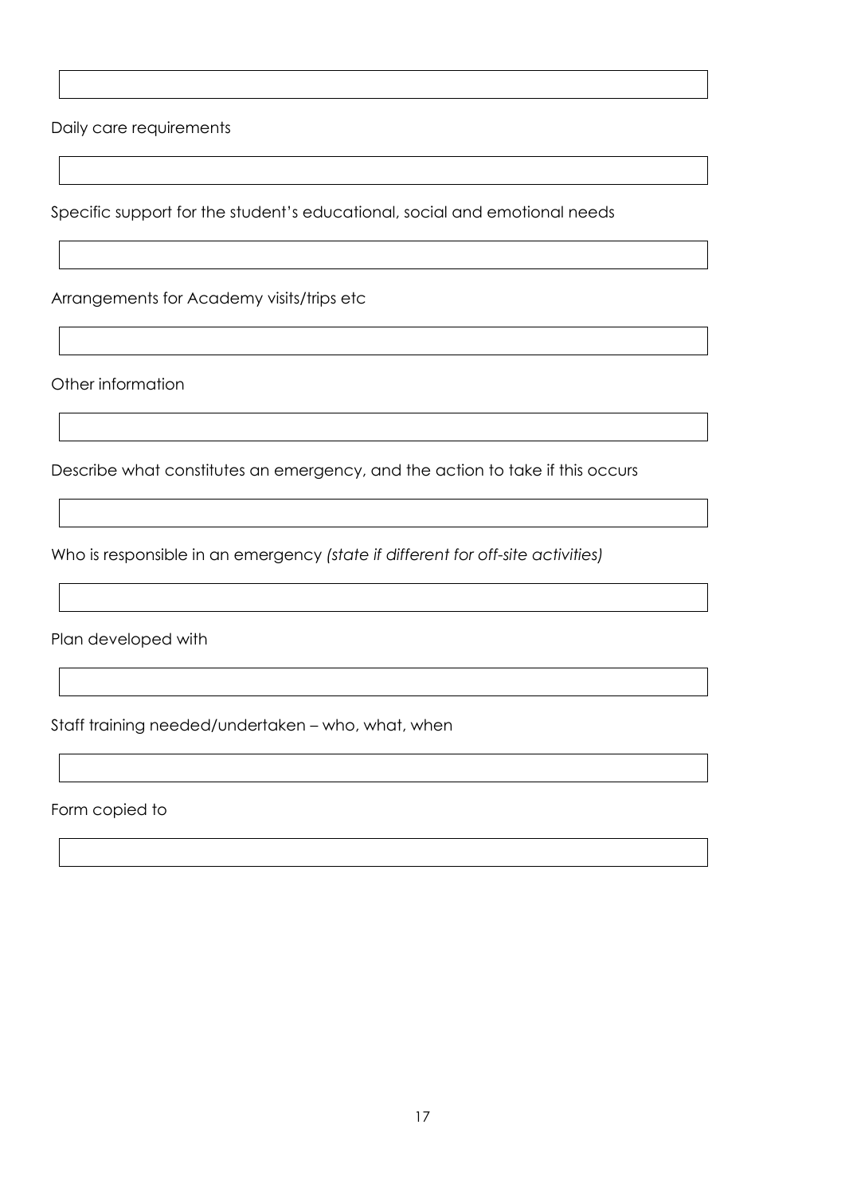Daily care requirements

Specific support for the student's educational, social and emotional needs

Arrangements for Academy visits/trips etc

Other information

Describe what constitutes an emergency, and the action to take if this occurs

Who is responsible in an emergency *(state if different for off-site activities)*

Plan developed with

Staff training needed/undertaken – who, what, when

Form copied to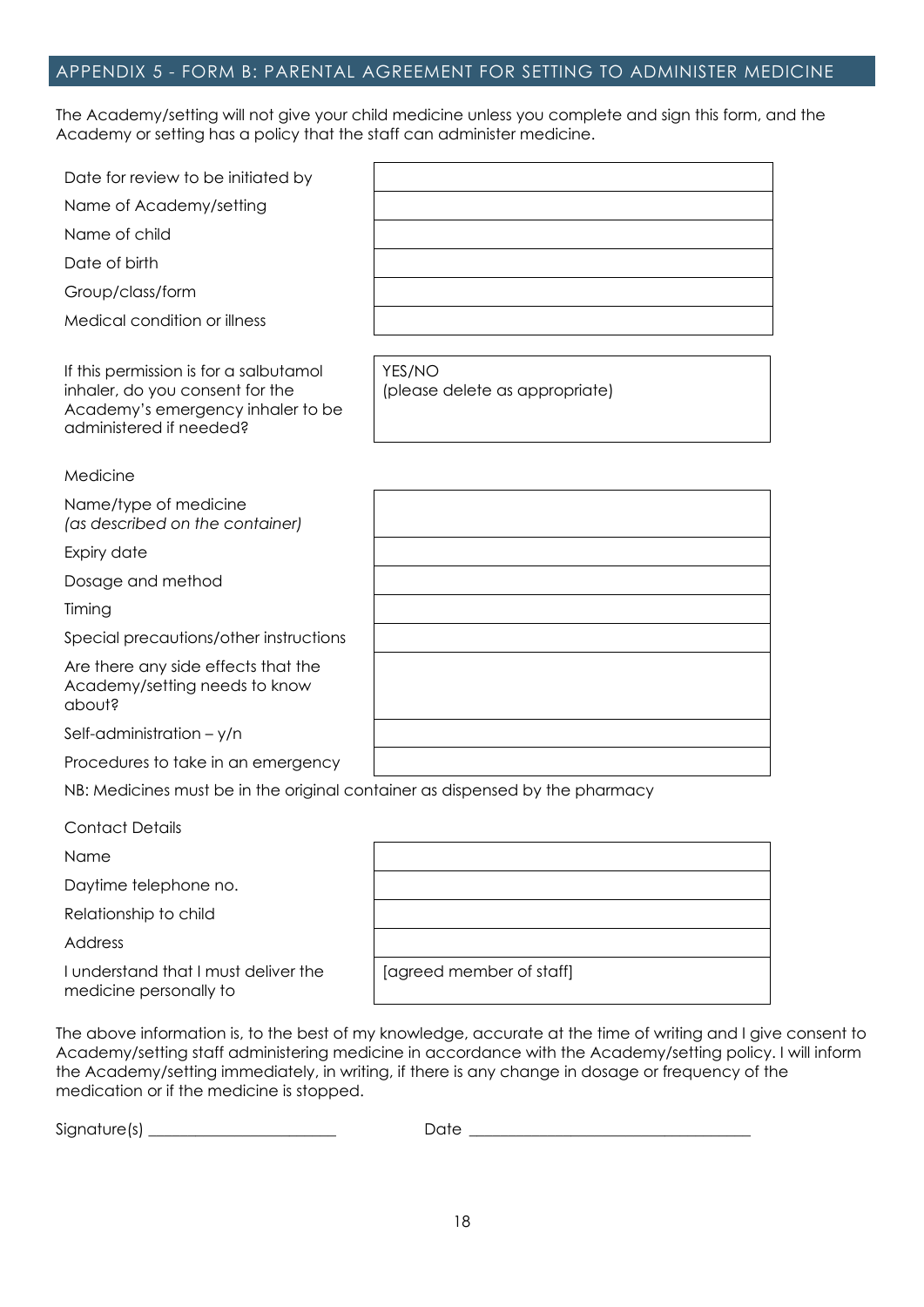## APPENDIX 5 - FORM B: PARENTAL AGREEMENT FOR SETTING TO ADMINISTER MEDICINE

The Academy/setting will not give your child medicine unless you complete and sign this form, and the Academy or setting has a policy that the staff can administer medicine.

| | |
|---|---|
| Date for review to be initiated by | |
| Name of Academy/setting | |
| Name of child | |
| Date of birth | |
| Group/class/form | |
| Medical condition or illness | |

| | |
|---|---|
| If this permission is for a salbutamol inhaler, do you consent for the Academy's emergency inhaler to be administered if needed? | YES/NO<br>(please delete as appropriate) |

Medicine

| | |
|---|---|
| Name/type of medicine *(as described on the container)* | |
| Expiry date | |
| Dosage and method | |
| Timing | |
| Special precautions/other instructions | |
| Are there any side effects that the Academy/setting needs to know about? | |
| Self-administration – y/n | |
| Procedures to take in an emergency | |

NB: Medicines must be in the original container as dispensed by the pharmacy

Contact Details

| | |
|---|---|
| Name | |
| Daytime telephone no. | |
| Relationship to child | |
| Address | |
| I understand that I must deliver the medicine personally to | [agreed member of staff] |

The above information is, to the best of my knowledge, accurate at the time of writing and I give consent to Academy/setting staff administering medicine in accordance with the Academy/setting policy. I will inform the Academy/setting immediately, in writing, if there is any change in dosage or frequency of the medication or if the medicine is stopped.

Signature(s) _______________________ Date ___________________________________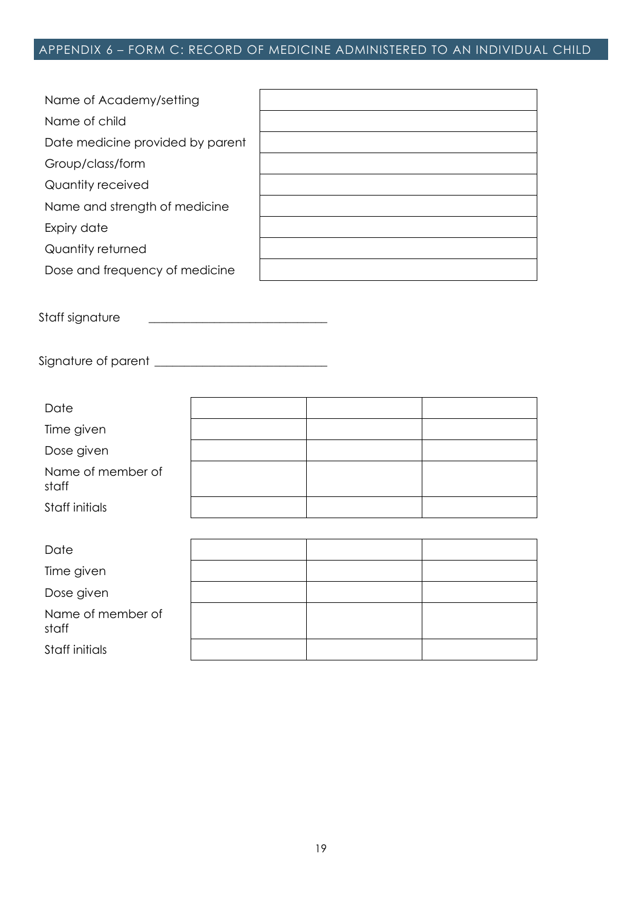## APPENDIX 6 – FORM C: RECORD OF MEDICINE ADMINISTERED TO AN INDIVIDUAL CHILD

| | |
|---|---|
| Name of Academy/setting | |
| Name of child | |
| Date medicine provided by parent | |
| Group/class/form | |
| Quantity received | |
| Name and strength of medicine | |
| Expiry date | |
| Quantity returned | |
| Dose and frequency of medicine | |

Staff signature ______________________________

Signature of parent ______________________________

| | | | |
|---|---|---|---|
| Date | | | |
| Time given | | | |
| Dose given | | | |
| Name of member of staff | | | |
| Staff initials | | | |

| | | | |
|---|---|---|---|
| Date | | | |
| Time given | | | |
| Dose given | | | |
| Name of member of staff | | | |
| Staff initials | | | |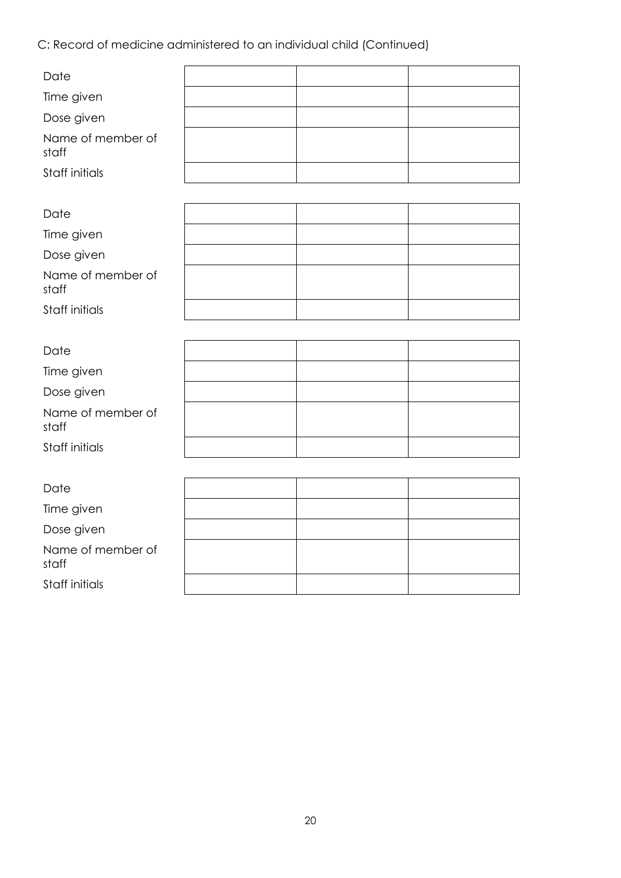C: Record of medicine administered to an individual child (Continued)

| | | | |
|---|---|---|---|
| Date | | | |
| Time given | | | |
| Dose given | | | |
| Name of member of staff | | | |
| Staff initials | | | |

| | | | |
|---|---|---|---|
| Date | | | |
| Time given | | | |
| Dose given | | | |
| Name of member of staff | | | |
| Staff initials | | | |

| | | | |
|---|---|---|---|
| Date | | | |
| Time given | | | |
| Dose given | | | |
| Name of member of staff | | | |
| Staff initials | | | |

| | | | |
|---|---|---|---|
| Date | | | |
| Time given | | | |
| Dose given | | | |
| Name of member of staff | | | |
| Staff initials | | | |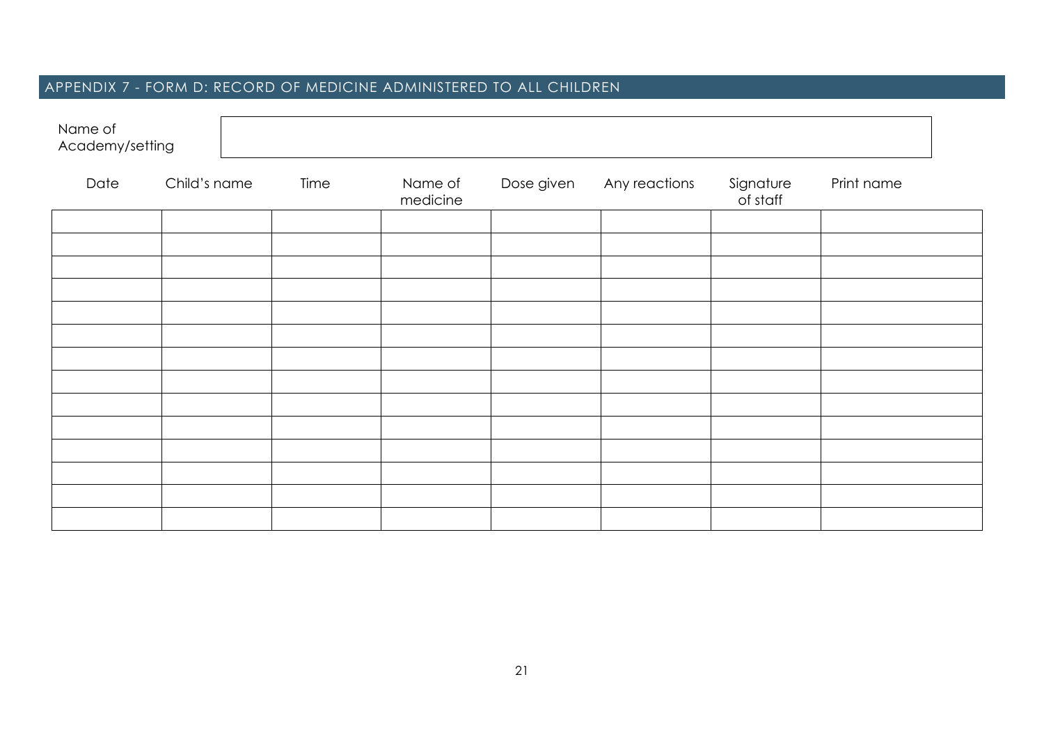## APPENDIX 7 - FORM D: RECORD OF MEDICINE ADMINISTERED TO ALL CHILDREN

| Name of Academy/setting | |
|---|---|

| Date | Child's name | Time | Name of medicine | Dose given | Any reactions | Signature of staff | Print name |
|---|---|---|---|---|---|---|---|
| | | | | | | | |
| | | | | | | | |
| | | | | | | | |
| | | | | | | | |
| | | | | | | | |
| | | | | | | | |
| | | | | | | | |
| | | | | | | | |
| | | | | | | | |
| | | | | | | | |
| | | | | | | | |
| | | | | | | | |
| | | | | | | | |
| | | | | | | | |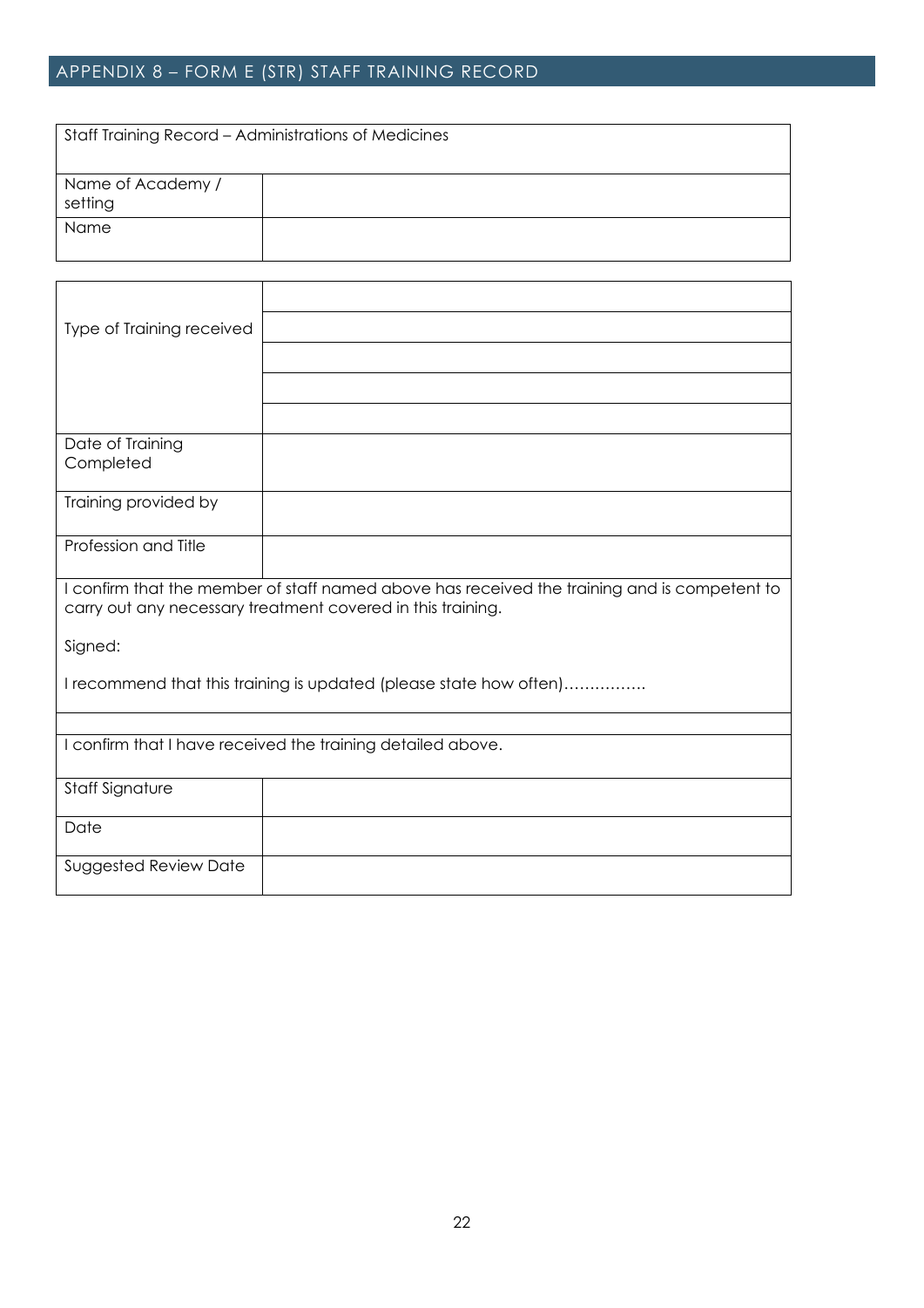## APPENDIX 8 – FORM E (STR) STAFF TRAINING RECORD

| Staff Training Record – Administrations of Medicines | |
|---|---|
| Name of Academy / setting | |
| Name | |

| | |
|---|---|
| Type of Training received | |
| | |
| | |
| | |
| | |
| Date of Training Completed | |
| Training provided by | |
| Profession and Title | |

I confirm that the member of staff named above has received the training and is competent to carry out any necessary treatment covered in this training.

Signed:

I recommend that this training is updated (please state how often)…………….

I confirm that I have received the training detailed above.

| | |
|---|---|
| Staff Signature | |
| Date | |
| Suggested Review Date | |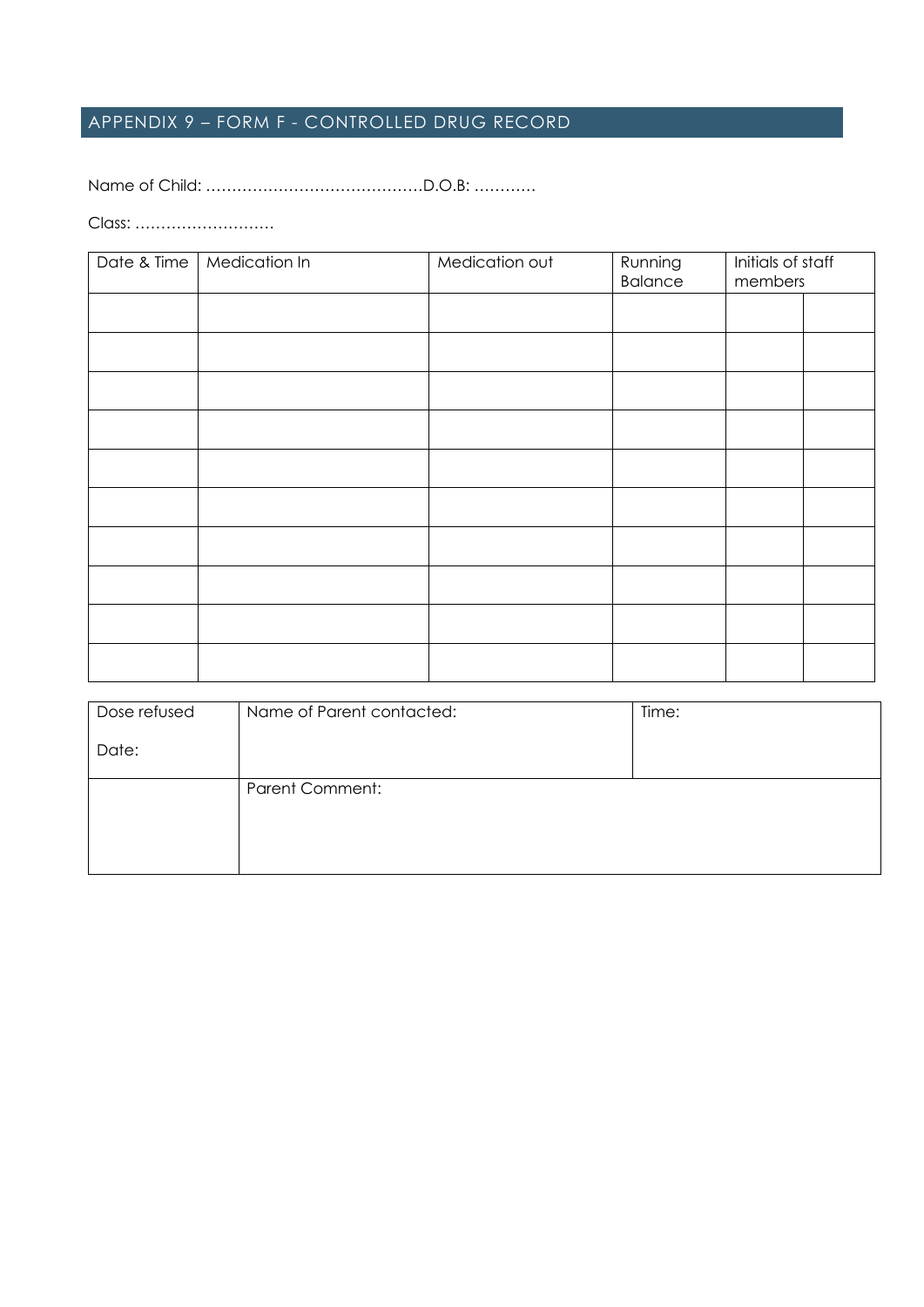## APPENDIX 9 – FORM F - CONTROLLED DRUG RECORD

Name of Child: ……………………………………D.O.B: …………

Class: ………………………

| Date & Time | Medication In | Medication out | Running Balance | Initials of staff members | |
|---|---|---|---|---|---|
| | | | | | |
| | | | | | |
| | | | | | |
| | | | | | |
| | | | | | |
| | | | | | |
| | | | | | |
| | | | | | |
| | | | | | |
| | | | | | |

| Dose refused<br><br>Date: | Name of Parent contacted: | Time: |
|---|---|---|
| | Parent Comment: | |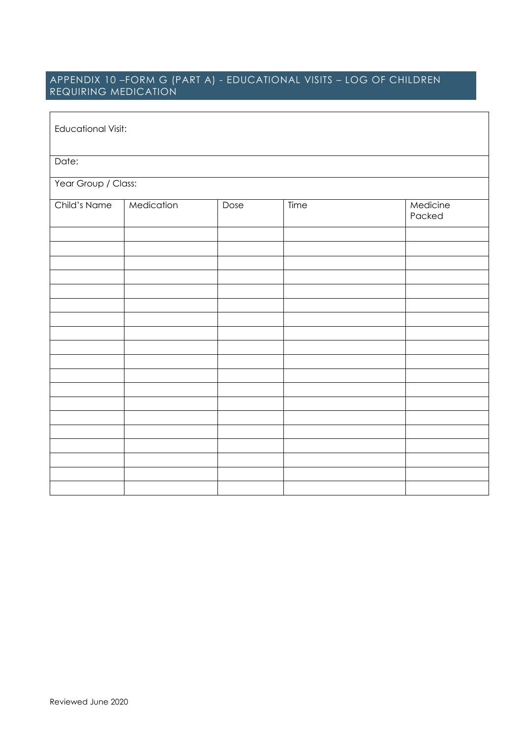## APPENDIX 10 –FORM G (PART A) - EDUCATIONAL VISITS – LOG OF CHILDREN REQUIRING MEDICATION

| Educational Visit: | | | | |
|---|---|---|---|---|
| Date: | | | | |
| Year Group / Class: | | | | |
| Child's Name | Medication | Dose | Time | Medicine Packed |
| | | | | |
| | | | | |
| | | | | |
| | | | | |
| | | | | |
| | | | | |
| | | | | |
| | | | | |
| | | | | |
| | | | | |
| | | | | |
| | | | | |
| | | | | |
| | | | | |
| | | | | |
| | | | | |
| | | | | |
| | | | | |
| | | | | |

Reviewed June 2020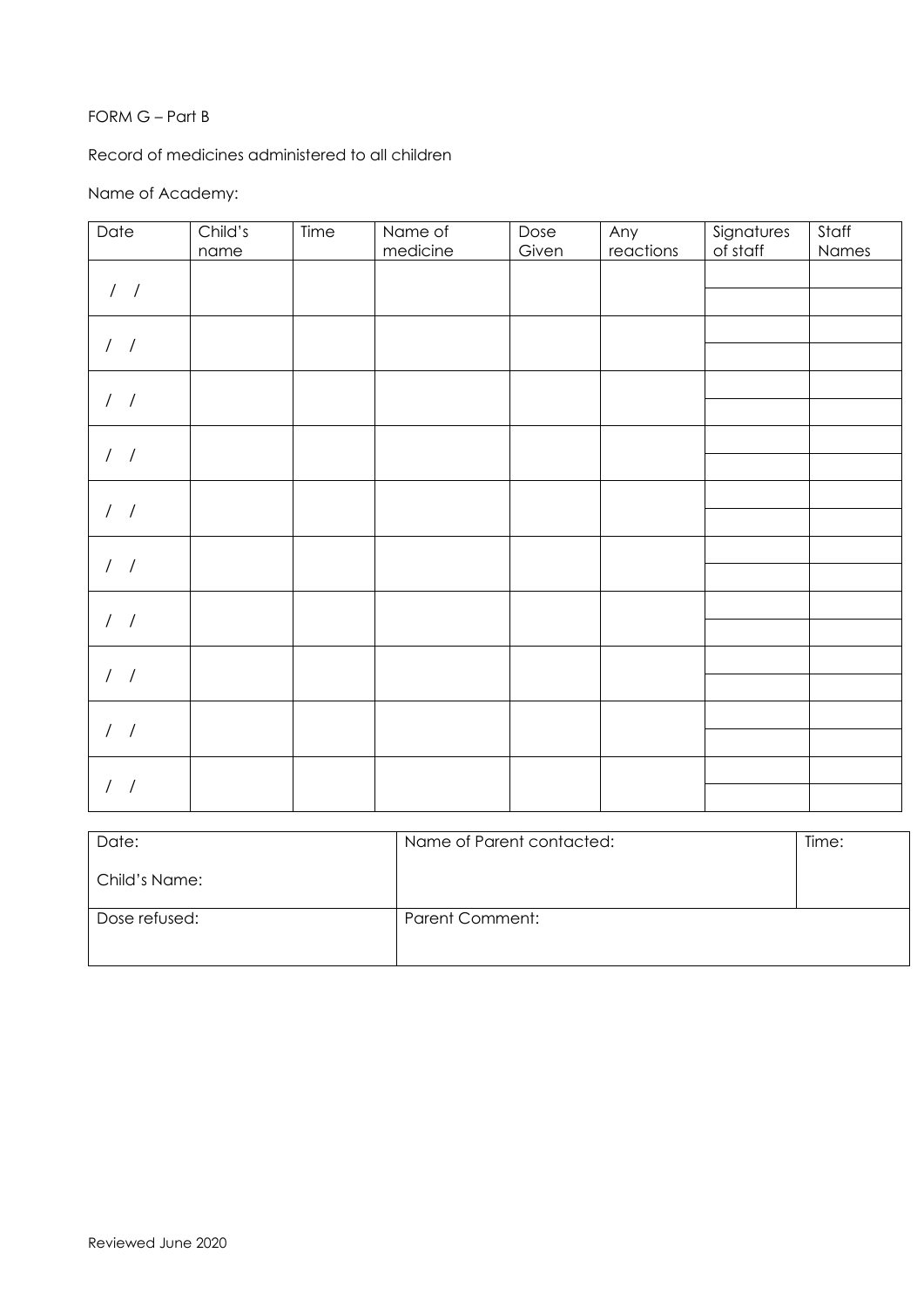FORM G – Part B

Record of medicines administered to all children

Name of Academy:

| Date | Child's name | Time | Name of medicine | Dose Given | Any reactions | Signatures of staff | Staff Names |
|---|---|---|---|---|---|---|---|
| / / | | | | | | | |
| | | | | | | | |
| / / | | | | | | | |
| | | | | | | | |
| / / | | | | | | | |
| | | | | | | | |
| / / | | | | | | | |
| | | | | | | | |
| / / | | | | | | | |
| | | | | | | | |
| / / | | | | | | | |
| | | | | | | | |
| / / | | | | | | | |
| | | | | | | | |
| / / | | | | | | | |
| | | | | | | | |
| / / | | | | | | | |
| | | | | | | | |
| / / | | | | | | | |
| | | | | | | | |

| Date:<br><br>Child's Name: | Name of Parent contacted: | Time: |
|---|---|---|
| Dose refused: | Parent Comment: | |

Reviewed June 2020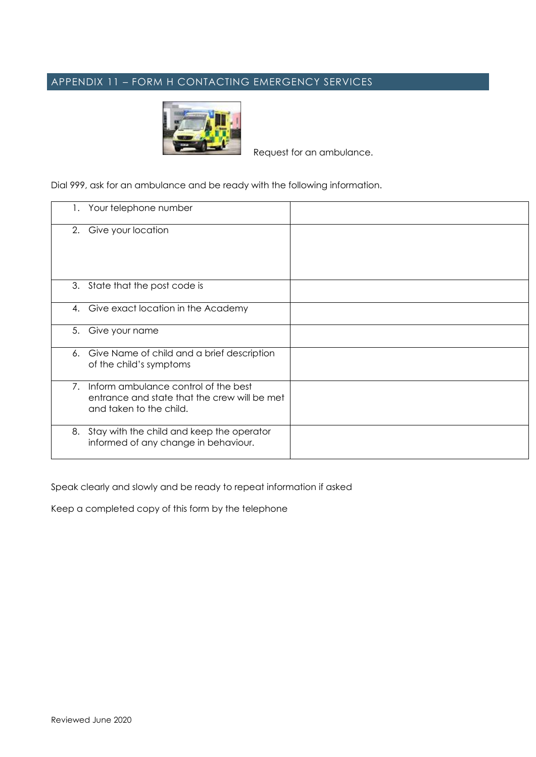## APPENDIX 11 – FORM H CONTACTING EMERGENCY SERVICES

Request for an ambulance.

Dial 999, ask for an ambulance and be ready with the following information.

| | |
|---|---|
| 1. Your telephone number | |
| 2. Give your location | |
| 3. State that the post code is | |
| 4. Give exact location in the Academy | |
| 5. Give your name | |
| 6. Give Name of child and a brief description of the child's symptoms | |
| 7. Inform ambulance control of the best entrance and state that the crew will be met and taken to the child. | |
| 8. Stay with the child and keep the operator informed of any change in behaviour. | |

Speak clearly and slowly and be ready to repeat information if asked

Keep a completed copy of this form by the telephone

Reviewed June 2020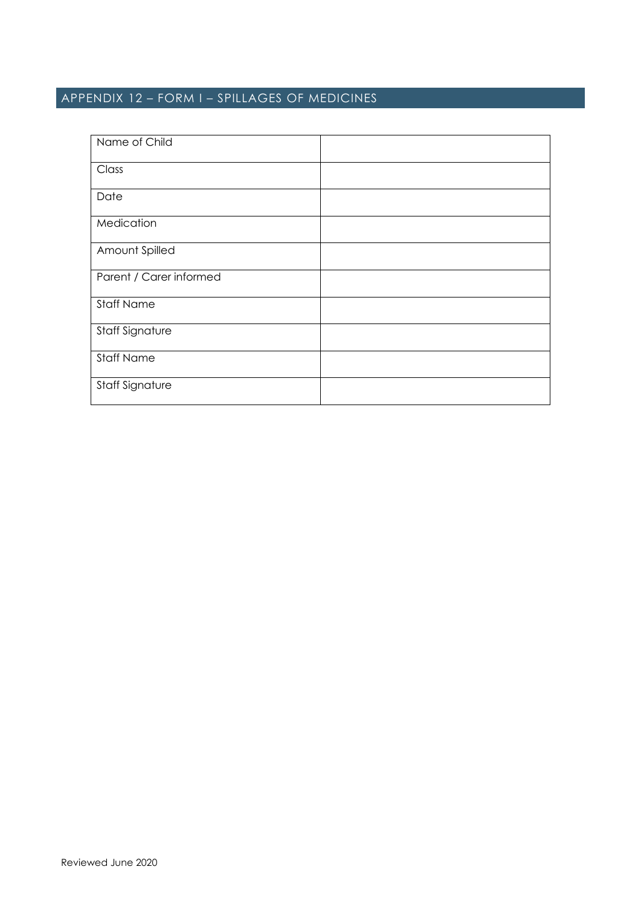## APPENDIX 12 – FORM I – SPILLAGES OF MEDICINES

| | |
|---|---|
| Name of Child | |
| Class | |
| Date | |
| Medication | |
| Amount Spilled | |
| Parent / Carer informed | |
| Staff Name | |
| Staff Signature | |
| Staff Name | |
| Staff Signature | |

Reviewed June 2020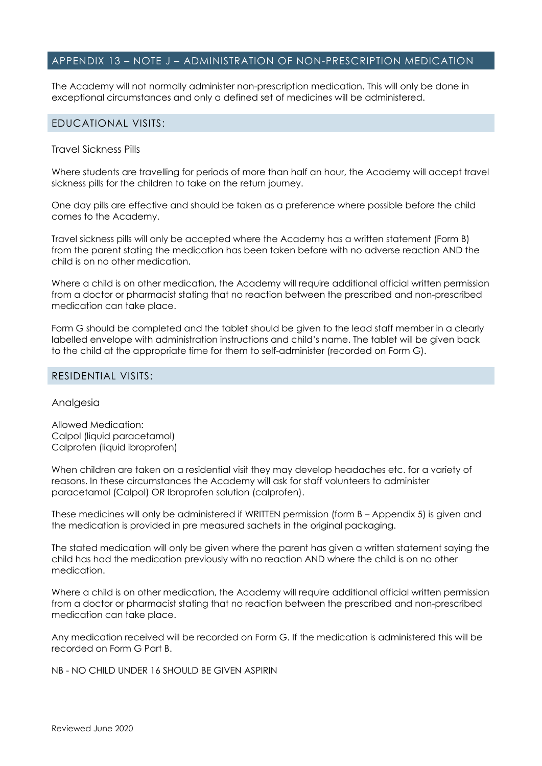## APPENDIX 13 – NOTE J – ADMINISTRATION OF NON-PRESCRIPTION MEDICATION

The Academy will not normally administer non-prescription medication. This will only be done in exceptional circumstances and only a defined set of medicines will be administered.

### EDUCATIONAL VISITS:

Travel Sickness Pills

Where students are travelling for periods of more than half an hour, the Academy will accept travel sickness pills for the children to take on the return journey.

One day pills are effective and should be taken as a preference where possible before the child comes to the Academy.

Travel sickness pills will only be accepted where the Academy has a written statement (Form B) from the parent stating the medication has been taken before with no adverse reaction AND the child is on no other medication.

Where a child is on other medication, the Academy will require additional official written permission from a doctor or pharmacist stating that no reaction between the prescribed and non-prescribed medication can take place.

Form G should be completed and the tablet should be given to the lead staff member in a clearly labelled envelope with administration instructions and child's name. The tablet will be given back to the child at the appropriate time for them to self-administer (recorded on Form G).

### RESIDENTIAL VISITS:

Analgesia

Allowed Medication:
Calpol (liquid paracetamol)
Calprofen (liquid ibroprofen)

When children are taken on a residential visit they may develop headaches etc. for a variety of reasons. In these circumstances the Academy will ask for staff volunteers to administer paracetamol (Calpol) OR Ibroprofen solution (calprofen).

These medicines will only be administered if WRITTEN permission (form B – Appendix 5) is given and the medication is provided in pre measured sachets in the original packaging.

The stated medication will only be given where the parent has given a written statement saying the child has had the medication previously with no reaction AND where the child is on no other medication.

Where a child is on other medication, the Academy will require additional official written permission from a doctor or pharmacist stating that no reaction between the prescribed and non-prescribed medication can take place.

Any medication received will be recorded on Form G. If the medication is administered this will be recorded on Form G Part B.

NB - NO CHILD UNDER 16 SHOULD BE GIVEN ASPIRIN

Reviewed June 2020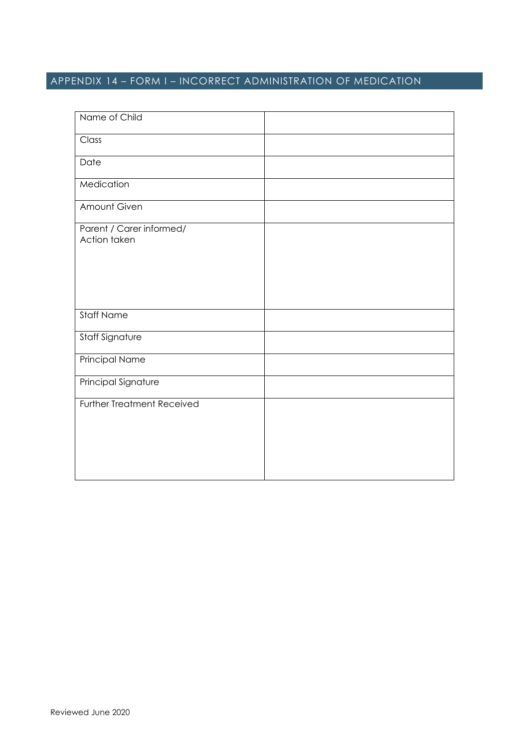## APPENDIX 14 – FORM I – INCORRECT ADMINISTRATION OF MEDICATION

| | |
|---|---|
| Name of Child | |
| Class | |
| Date | |
| Medication | |
| Amount Given | |
| Parent / Carer informed/ Action taken | |
| Staff Name | |
| Staff Signature | |
| Principal Name | |
| Principal Signature | |
| Further Treatment Received | |

Reviewed June 2020